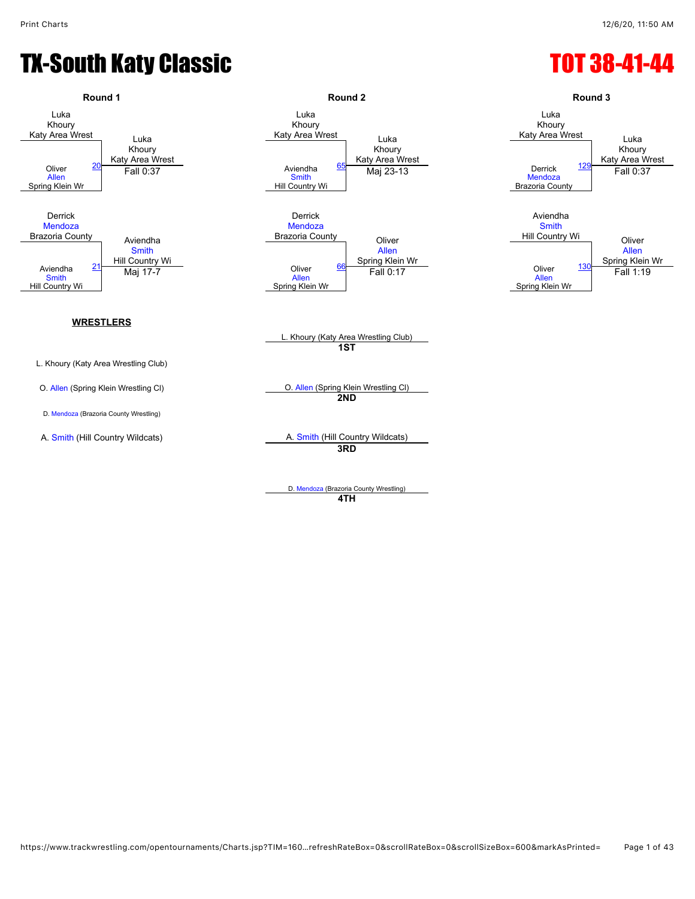# TX-South Katy Classic

# TOT 38-41-44

## Round 1

Luka Khoury, Katy Area Wrest
vs.
Oliver Allen, Spring Klein Wr
Match 20
Winner: Luka Khoury, Katy Area Wrest — Fall 0:37

Derrick Mendoza, Brazoria County
vs.
Aviendha Smith, Hill Country Wi
Match 21
Winner: Aviendha Smith, Hill Country Wi — Maj 17-7

## Round 2

Luka Khoury, Katy Area Wrest
vs.
Aviendha Smith, Hill Country Wi
Match 65
Winner: Luka Khoury, Katy Area Wrest — Maj 23-13

Derrick Mendoza, Brazoria County
vs.
Oliver Allen, Spring Klein Wr
Match 66
Winner: Oliver Allen, Spring Klein Wr — Fall 0:17

## Round 3

Luka Khoury, Katy Area Wrest
vs.
Derrick Mendoza, Brazoria County
Match 129
Winner: Luka Khoury, Katy Area Wrest — Fall 0:37

Aviendha Smith, Hill Country Wi
vs.
Oliver Allen, Spring Klein Wr
Match 130
Winner: Oliver Allen, Spring Klein Wr — Fall 1:19

## WRESTLERS

L. Khoury (Katy Area Wrestling Club)

O. Allen (Spring Klein Wrestling Cl)

D. Mendoza (Brazoria County Wrestling)

A. Smith (Hill Country Wildcats)

## Placings

**1ST**: L. Khoury (Katy Area Wrestling Club)

**2ND**: O. Allen (Spring Klein Wrestling Cl)

**3RD**: A. Smith (Hill Country Wildcats)

**4TH**: D. Mendoza (Brazoria County Wrestling)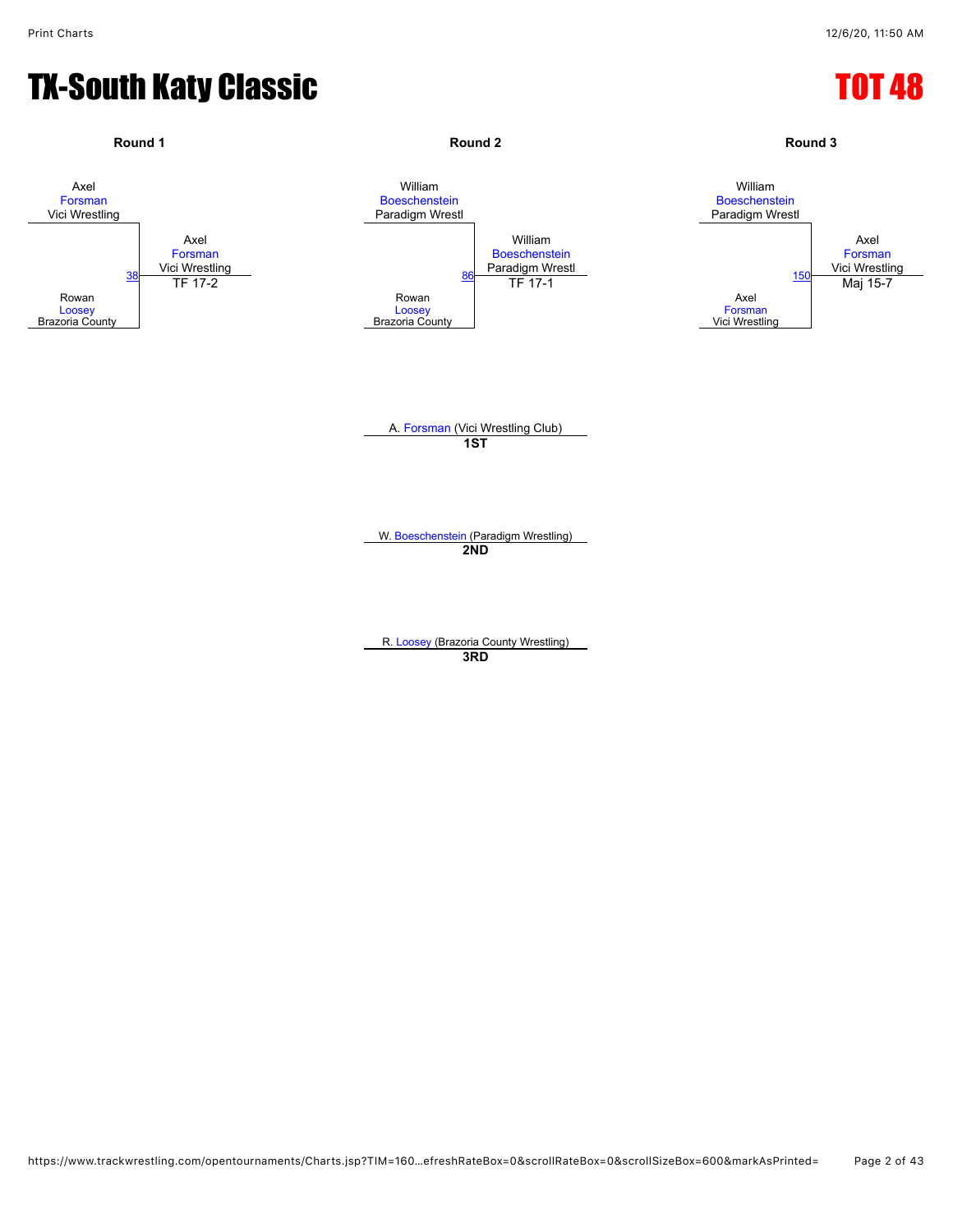# TX-South Katy Classic

# TOT 48

### Round 1

Axel Forsman, Vici Wrestling

vs.

Rowan Loosey, Brazoria County

Match 38 — Winner: Axel Forsman, Vici Wrestling — TF 17-2

### Round 2

William Boeschenstein, Paradigm Wrestl

vs.

Rowan Loosey, Brazoria County

Match 86 — Winner: William Boeschenstein, Paradigm Wrestl — TF 17-1

### Round 3

William Boeschenstein, Paradigm Wrestl

vs.

Axel Forsman, Vici Wrestling

Match 150 — Winner: Axel Forsman, Vici Wrestling — Maj 15-7

A. Forsman (Vici Wrestling Club)
**1ST**

W. Boeschenstein (Paradigm Wrestling)
**2ND**

R. Loosey (Brazoria County Wrestling)
**3RD**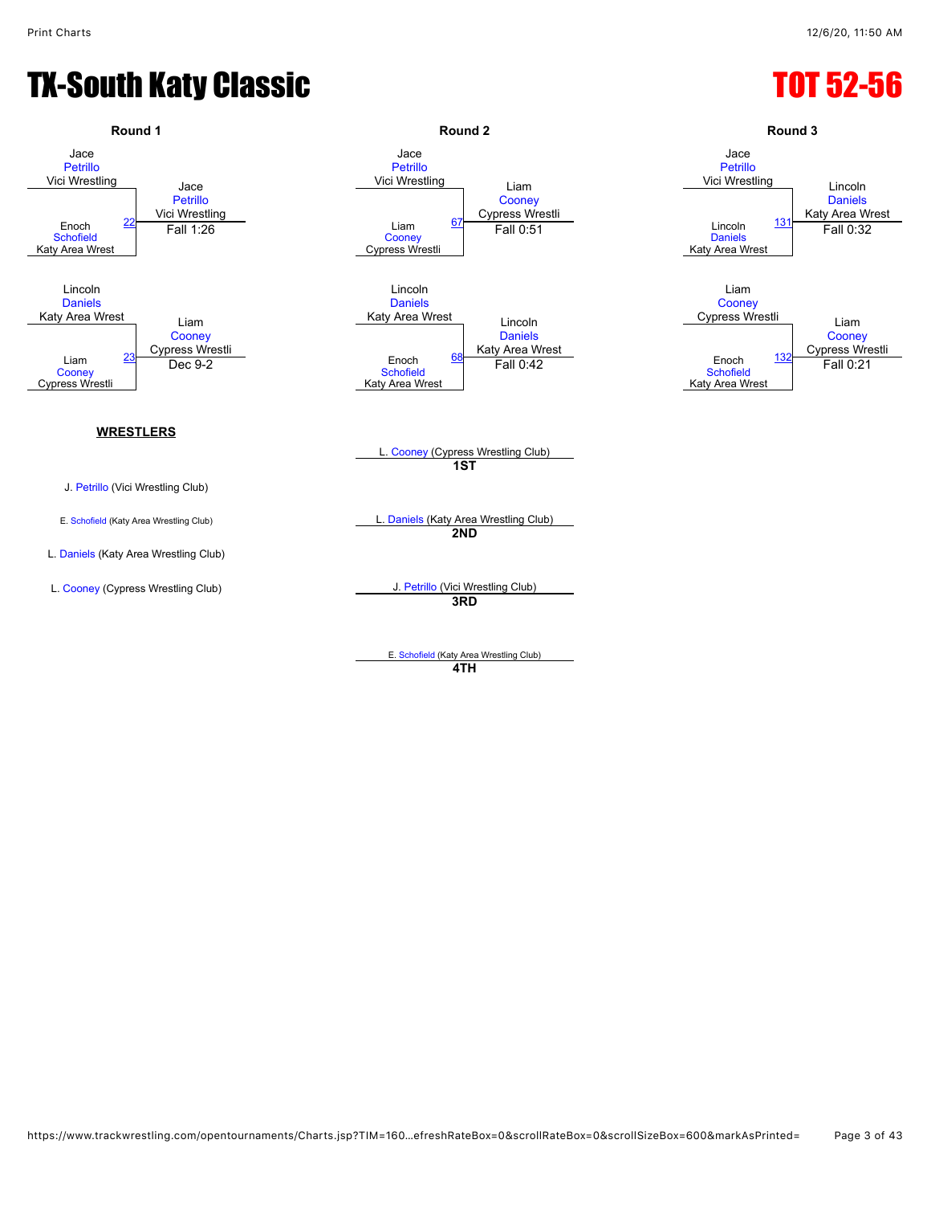# TX-South Katy Classic

# TOT 52-56

### Round 1

Jace Petrillo, Vici Wrestling
vs.
Enoch Schofield, Katy Area Wrest
Match 22
Winner: Jace Petrillo, Vici Wrestling — Fall 1:26

Lincoln Daniels, Katy Area Wrest
vs.
Liam Cooney, Cypress Wrestli
Match 23
Winner: Liam Cooney, Cypress Wrestli — Dec 9-2

### Round 2

Jace Petrillo, Vici Wrestling
vs.
Liam Cooney, Cypress Wrestli
Match 67
Winner: Liam Cooney, Cypress Wrestli — Fall 0:51

Lincoln Daniels, Katy Area Wrest
vs.
Enoch Schofield, Katy Area Wrest
Match 68
Winner: Lincoln Daniels, Katy Area Wrest — Fall 0:42

### Round 3

Jace Petrillo, Vici Wrestling
vs.
Lincoln Daniels, Katy Area Wrest
Match 131
Winner: Lincoln Daniels, Katy Area Wrest — Fall 0:32

Liam Cooney, Cypress Wrestli
vs.
Enoch Schofield, Katy Area Wrest
Match 132
Winner: Liam Cooney, Cypress Wrestli — Fall 0:21

**WRESTLERS**

J. Petrillo (Vici Wrestling Club)

E. Schofield (Katy Area Wrestling Club)

L. Daniels (Katy Area Wrestling Club)

L. Cooney (Cypress Wrestling Club)

L. Cooney (Cypress Wrestling Club)
**1ST**

L. Daniels (Katy Area Wrestling Club)
**2ND**

J. Petrillo (Vici Wrestling Club)
**3RD**

E. Schofield (Katy Area Wrestling Club)
**4TH**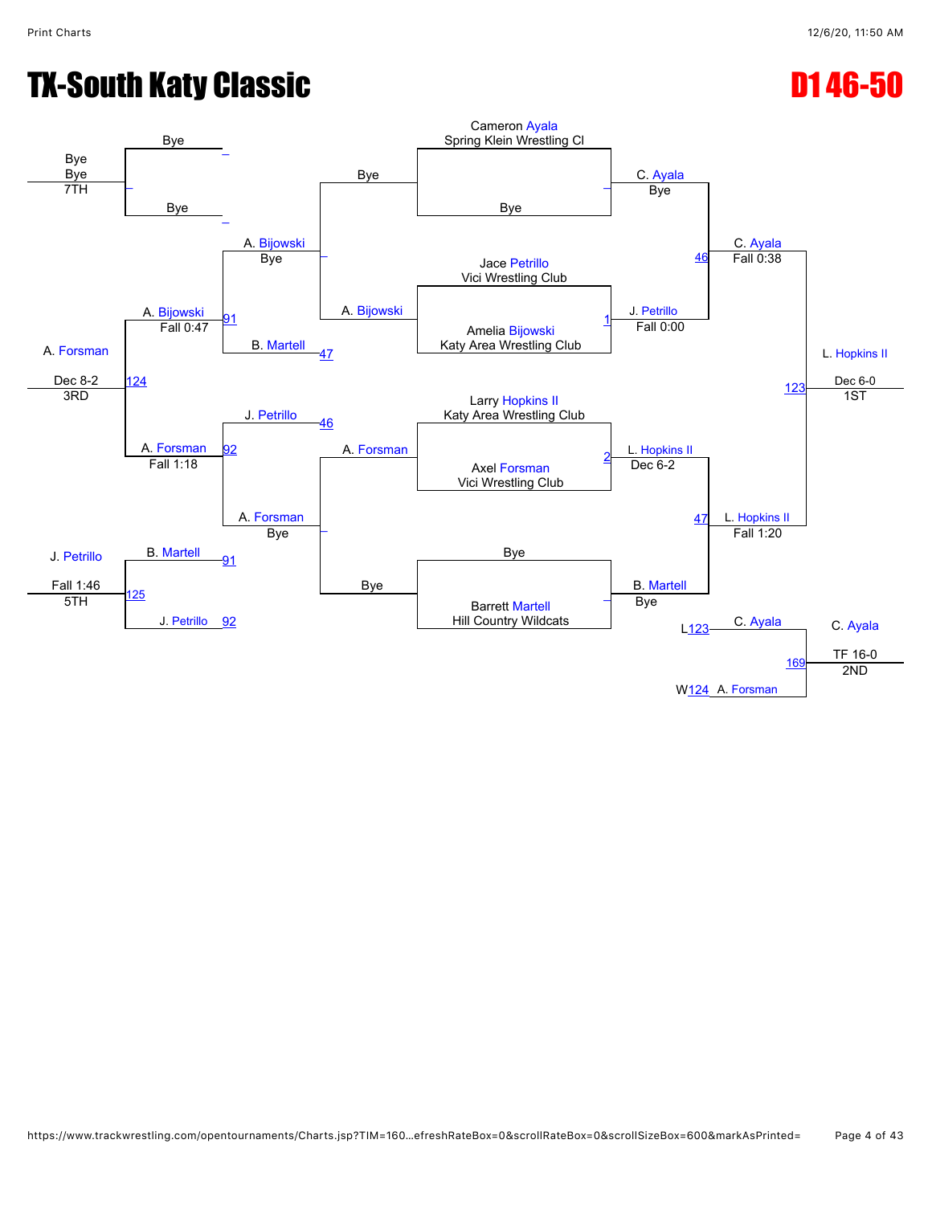# TX-South Katy Classic

**D1 46-50**

Cameron Ayala
Spring Klein Wrestling Cl

Bye

Jace Petrillo
Vici Wrestling Club

Amelia Bijowski
Katy Area Wrestling Club

Larry Hopkins II
Katy Area Wrestling Club

Axel Forsman
Vici Wrestling Club

Bye

Barrett Martell
Hill Country Wildcats

C. Ayala
Bye

J. Petrillo
Fall 0:00

L. Hopkins II
Dec 6-2

B. Martell
Bye

46
C. Ayala
Fall 0:38

47
L. Hopkins II
Fall 1:20

123
L. Hopkins II
Dec 6-0
1ST

L123 C. Ayala
W124 A. Forsman
169
C. Ayala
TF 16-0
2ND

Bye
A. Bijowski
Bye
A. Bijowski
B. Martell 47
J. Petrillo 46
A. Forsman
A. Forsman
Bye
Bye

Bye
Bye
A. Bijowski
Fall 0:47
91
A. Forsman
Fall 1:18
92

Bye
Bye
7TH

A. Forsman
124
Dec 8-2
3RD

B. Martell 91
J. Petrillo 92
J. Petrillo
125
Fall 1:46
5TH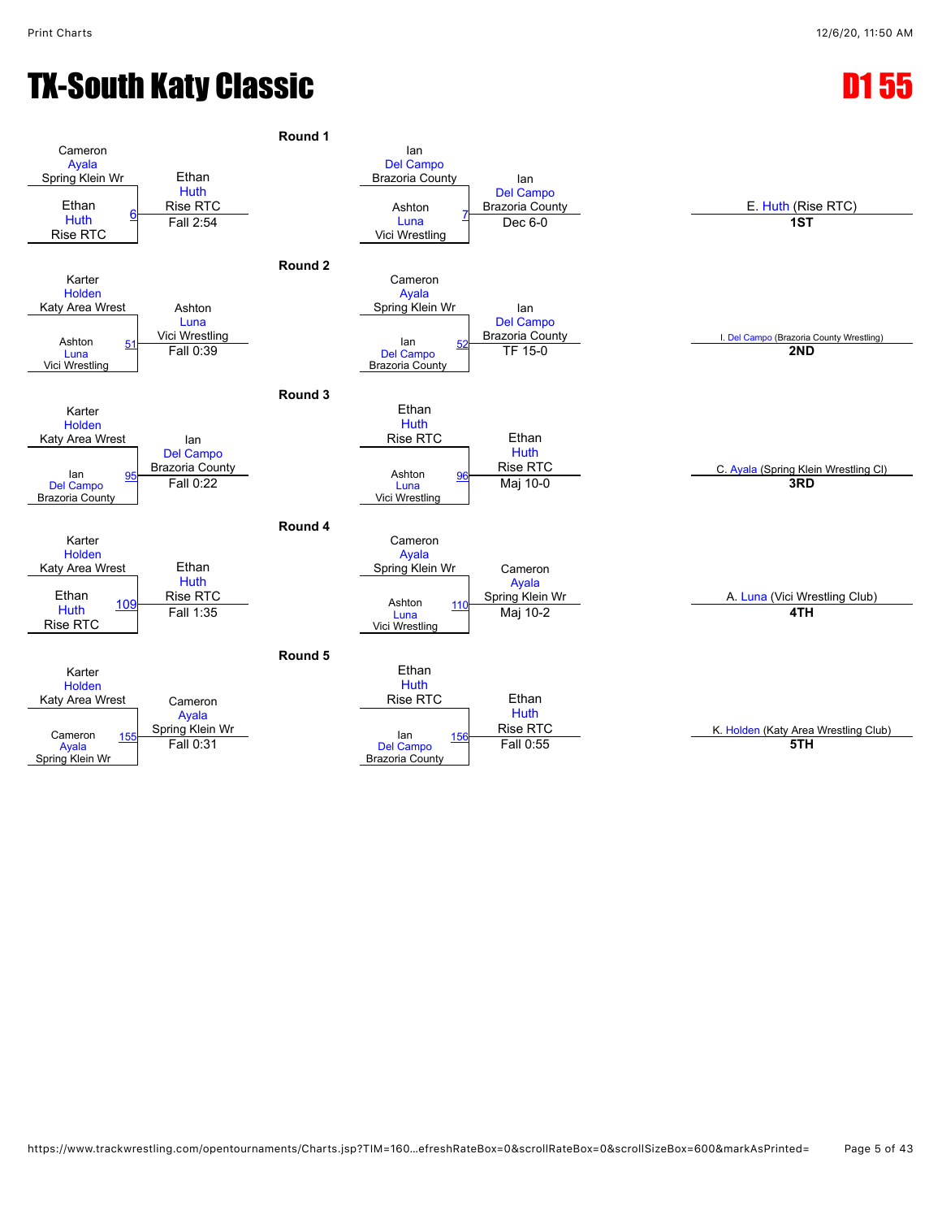# TX-South Katy Classic

## D1 55

### Round 1

| Wrestler 1 | Wrestler 2 | Match | Winner | Result |
|---|---|---|---|---|
| Cameron Ayala, Spring Klein Wr | Ethan Huth, Rise RTC | 6 | Ethan Huth, Rise RTC | Fall 2:54 |
| Ian Del Campo, Brazoria County | Ashton Luna, Vici Wrestling | 7 | Ian Del Campo, Brazoria County | Dec 6-0 |

### Round 2

| Wrestler 1 | Wrestler 2 | Match | Winner | Result |
|---|---|---|---|---|
| Karter Holden, Katy Area Wrest | Ashton Luna, Vici Wrestling | 51 | Ashton Luna, Vici Wrestling | Fall 0:39 |
| Cameron Ayala, Spring Klein Wr | Ian Del Campo, Brazoria County | 52 | Ian Del Campo, Brazoria County | TF 15-0 |

### Round 3

| Wrestler 1 | Wrestler 2 | Match | Winner | Result |
|---|---|---|---|---|
| Karter Holden, Katy Area Wrest | Ian Del Campo, Brazoria County | 95 | Ian Del Campo, Brazoria County | Fall 0:22 |
| Ethan Huth, Rise RTC | Ashton Luna, Vici Wrestling | 96 | Ethan Huth, Rise RTC | Maj 10-0 |

### Round 4

| Wrestler 1 | Wrestler 2 | Match | Winner | Result |
|---|---|---|---|---|
| Karter Holden, Katy Area Wrest | Ethan Huth, Rise RTC | 109 | Ethan Huth, Rise RTC | Fall 1:35 |
| Cameron Ayala, Spring Klein Wr | Ashton Luna, Vici Wrestling | 110 | Cameron Ayala, Spring Klein Wr | Maj 10-2 |

### Round 5

| Wrestler 1 | Wrestler 2 | Match | Winner | Result |
|---|---|---|---|---|
| Karter Holden, Katy Area Wrest | Cameron Ayala, Spring Klein Wr | 155 | Cameron Ayala, Spring Klein Wr | Fall 0:31 |
| Ethan Huth, Rise RTC | Ian Del Campo, Brazoria County | 156 | Ethan Huth, Rise RTC | Fall 0:55 |

### Placements

| Wrestler | Place |
|---|---|
| E. Huth (Rise RTC) | 1ST |
| I. Del Campo (Brazoria County Wrestling) | 2ND |
| C. Ayala (Spring Klein Wrestling Cl) | 3RD |
| A. Luna (Vici Wrestling Club) | 4TH |
| K. Holden (Katy Area Wrestling Club) | 5TH |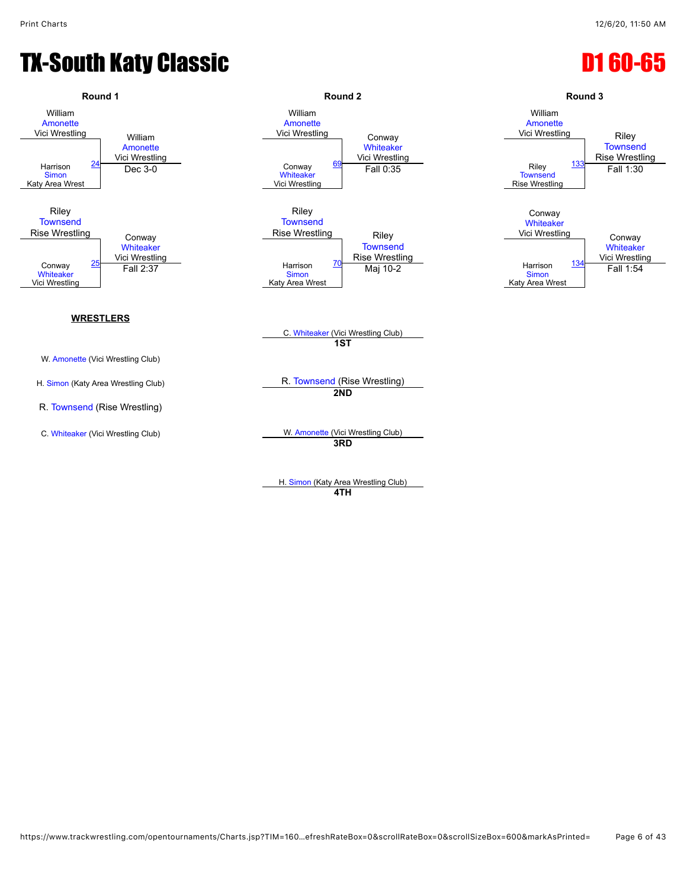# TX-South Katy Classic

# D1 60-65

## Round 1

William Amonette, Vici Wrestling
Harrison Simon, Katy Area Wrest
24
William Amonette, Vici Wrestling
Dec 3-0

Riley Townsend, Rise Wrestling
Conway Whiteaker, Vici Wrestling
25
Conway Whiteaker, Vici Wrestling
Fall 2:37

## Round 2

William Amonette, Vici Wrestling
Conway Whiteaker, Vici Wrestling
69
Conway Whiteaker, Vici Wrestling
Fall 0:35

Riley Townsend, Rise Wrestling
Harrison Simon, Katy Area Wrest
70
Riley Townsend, Rise Wrestling
Maj 10-2

## Round 3

William Amonette, Vici Wrestling
Riley Townsend, Rise Wrestling
133
Riley Townsend, Rise Wrestling
Fall 1:30

Conway Whiteaker, Vici Wrestling
Harrison Simon, Katy Area Wrest
134
Conway Whiteaker, Vici Wrestling
Fall 1:54

## WRESTLERS

W. Amonette (Vici Wrestling Club)

H. Simon (Katy Area Wrestling Club)

R. Townsend (Rise Wrestling)

C. Whiteaker (Vici Wrestling Club)

C. Whiteaker (Vici Wrestling Club)
**1ST**

R. Townsend (Rise Wrestling)
**2ND**

W. Amonette (Vici Wrestling Club)
**3RD**

H. Simon (Katy Area Wrestling Club)
**4TH**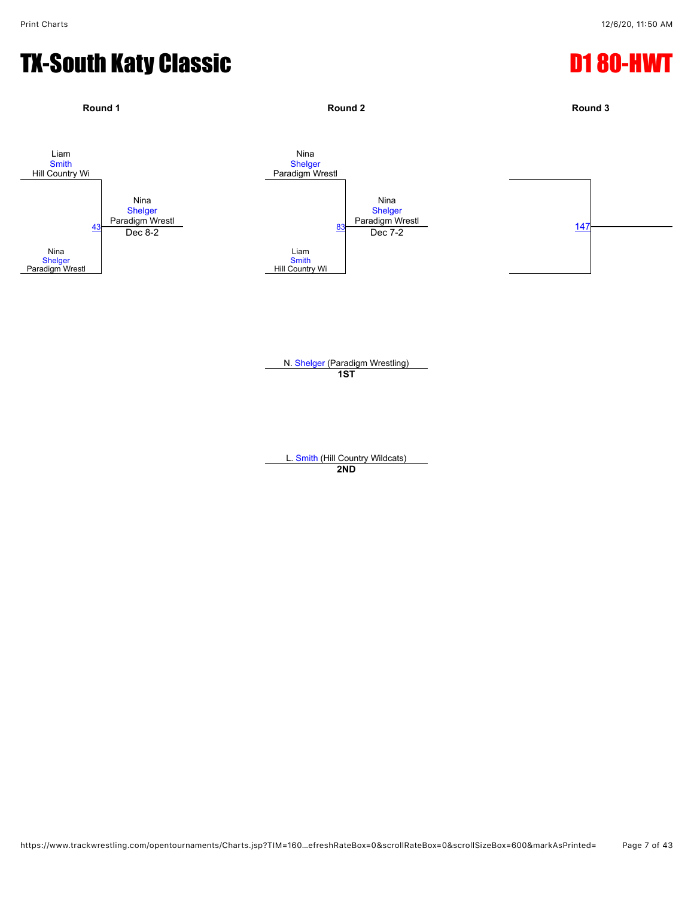# TX-South Katy Classic

# D1 80-HWT

**Round 1**

Liam
Smith
Hill Country Wi

43

Nina
Shelger
Paradigm Wrestl

Nina
Shelger
Paradigm Wrestl
Dec 8-2

**Round 2**

Nina
Shelger
Paradigm Wrestl

83

Liam
Smith
Hill Country Wi

Nina
Shelger
Paradigm Wrestl
Dec 7-2

**Round 3**

147

N. Shelger (Paradigm Wrestling)
**1ST**

L. Smith (Hill Country Wildcats)
**2ND**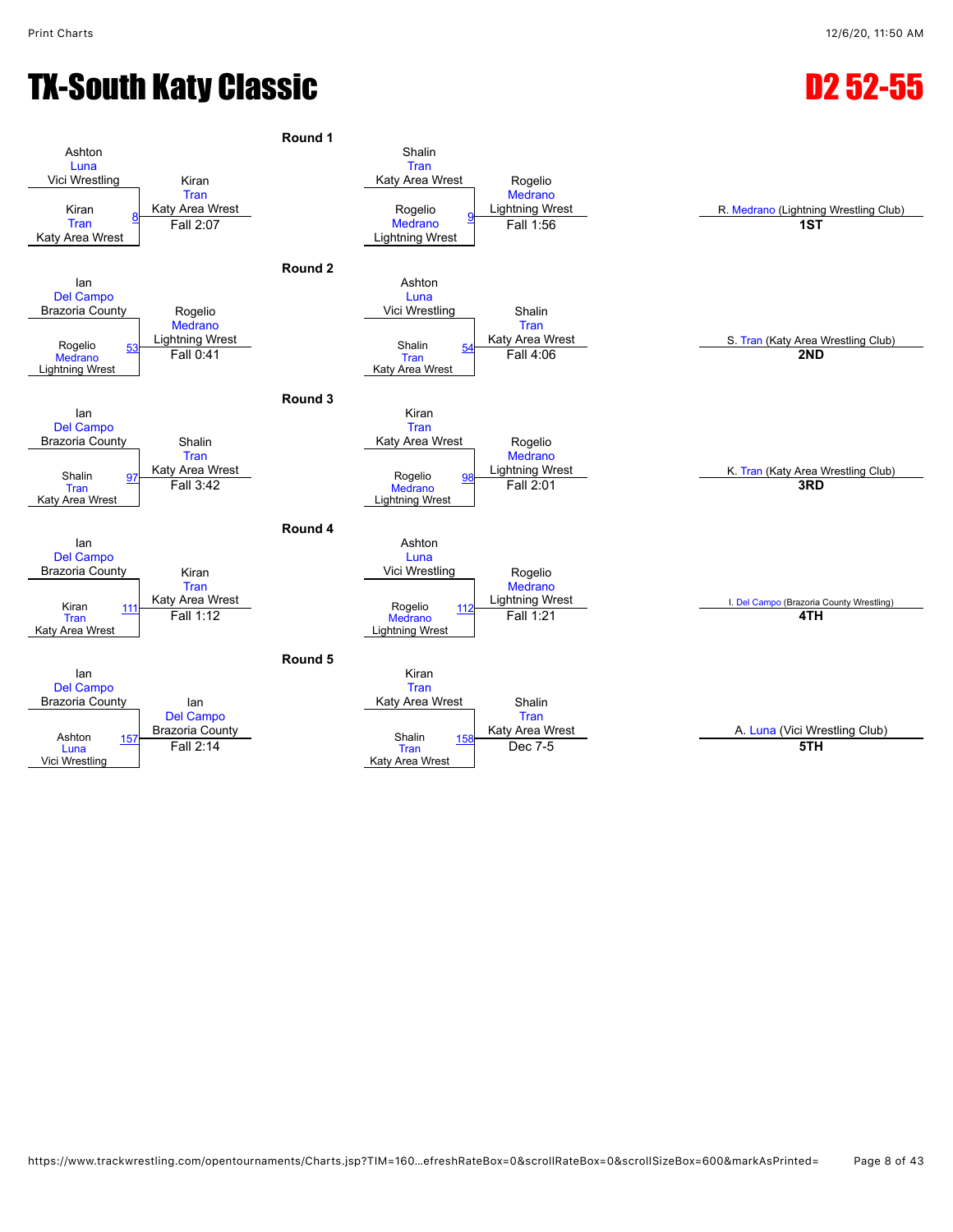# TX-South Katy Classic

## D2 52-55

### Round 1

Ashton Luna, Vici Wrestling
Kiran Tran, Katy Area Wrest — 8
Winner: Kiran Tran, Katy Area Wrest — Fall 2:07

Shalin Tran, Katy Area Wrest
Rogelio Medrano, Lightning Wrest — 9
Winner: Rogelio Medrano, Lightning Wrest — Fall 1:56

### Round 2

Ian Del Campo, Brazoria County
Rogelio Medrano, Lightning Wrest — 53
Winner: Rogelio Medrano, Lightning Wrest — Fall 0:41

Ashton Luna, Vici Wrestling
Shalin Tran, Katy Area Wrest — 54
Winner: Shalin Tran, Katy Area Wrest — Fall 4:06

### Round 3

Ian Del Campo, Brazoria County
Shalin Tran, Katy Area Wrest — 97
Winner: Shalin Tran, Katy Area Wrest — Fall 3:42

Kiran Tran, Katy Area Wrest
Rogelio Medrano, Lightning Wrest — 98
Winner: Rogelio Medrano, Lightning Wrest — Fall 2:01

### Round 4

Ian Del Campo, Brazoria County
Kiran Tran, Katy Area Wrest — 111
Winner: Kiran Tran, Katy Area Wrest — Fall 1:12

Ashton Luna, Vici Wrestling
Rogelio Medrano, Lightning Wrest — 112
Winner: Rogelio Medrano, Lightning Wrest — Fall 1:21

### Round 5

Ian Del Campo, Brazoria County
Ashton Luna, Vici Wrestling — 157
Winner: Ian Del Campo, Brazoria County — Fall 2:14

Kiran Tran, Katy Area Wrest
Shalin Tran, Katy Area Wrest — 158
Winner: Shalin Tran, Katy Area Wrest — Dec 7-5

### Placements

R. Medrano (Lightning Wrestling Club) — **1ST**

S. Tran (Katy Area Wrestling Club) — **2ND**

K. Tran (Katy Area Wrestling Club) — **3RD**

I. Del Campo (Brazoria County Wrestling) — **4TH**

A. Luna (Vici Wrestling Club) — **5TH**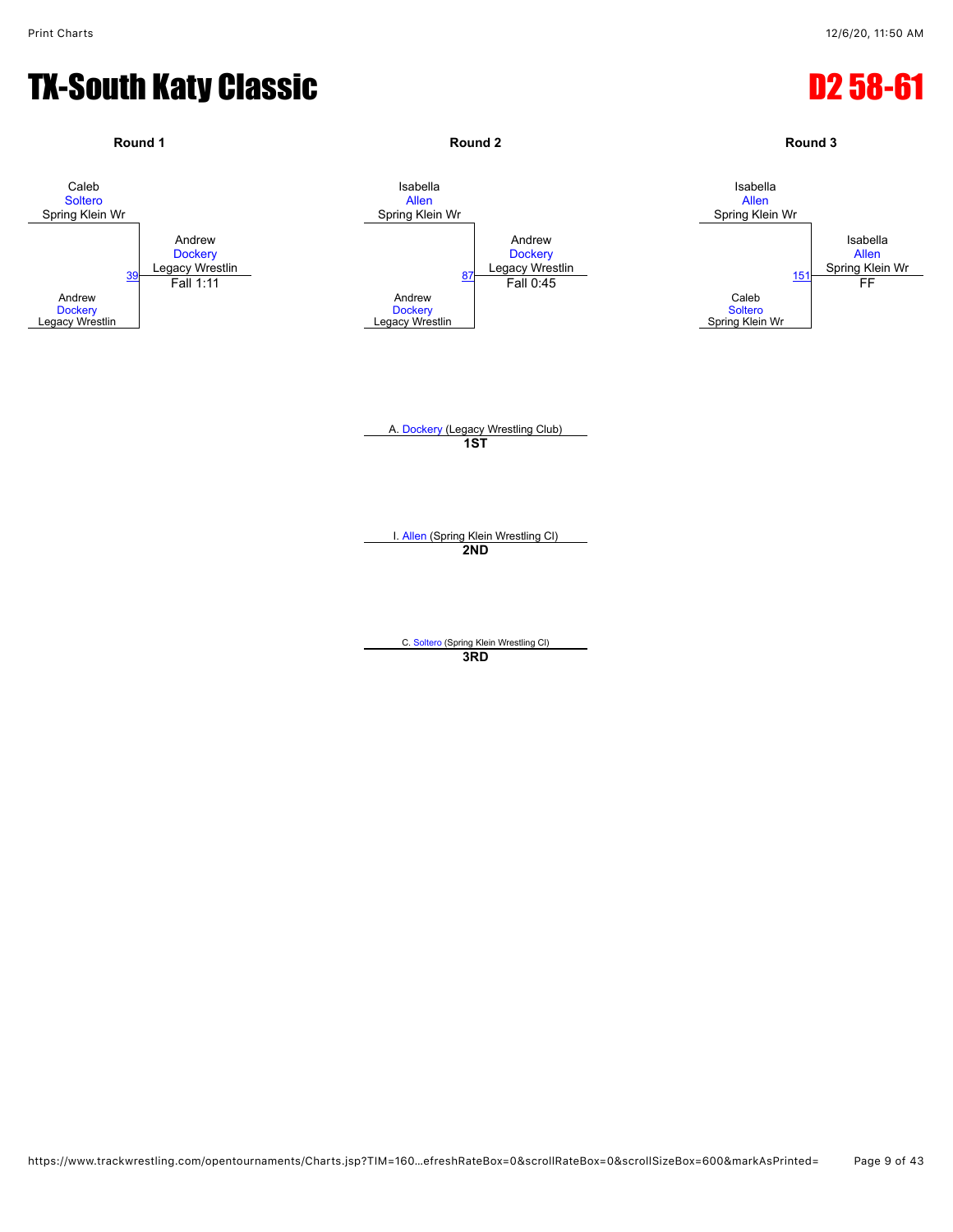# TX-South Katy Classic

# D2 58-61

### Round 1

Caleb
Soltero
Spring Klein Wr

Andrew
Dockery
Legacy Wrestlin

39

Andrew
Dockery
Legacy Wrestlin
Fall 1:11

### Round 2

Isabella
Allen
Spring Klein Wr

Andrew
Dockery
Legacy Wrestlin

87

Andrew
Dockery
Legacy Wrestlin
Fall 0:45

### Round 3

Isabella
Allen
Spring Klein Wr

Caleb
Soltero
Spring Klein Wr

151

Isabella
Allen
Spring Klein Wr
FF

A. Dockery (Legacy Wrestling Club)
**1ST**

I. Allen (Spring Klein Wrestling Cl)
**2ND**

C. Soltero (Spring Klein Wrestling Cl)
**3RD**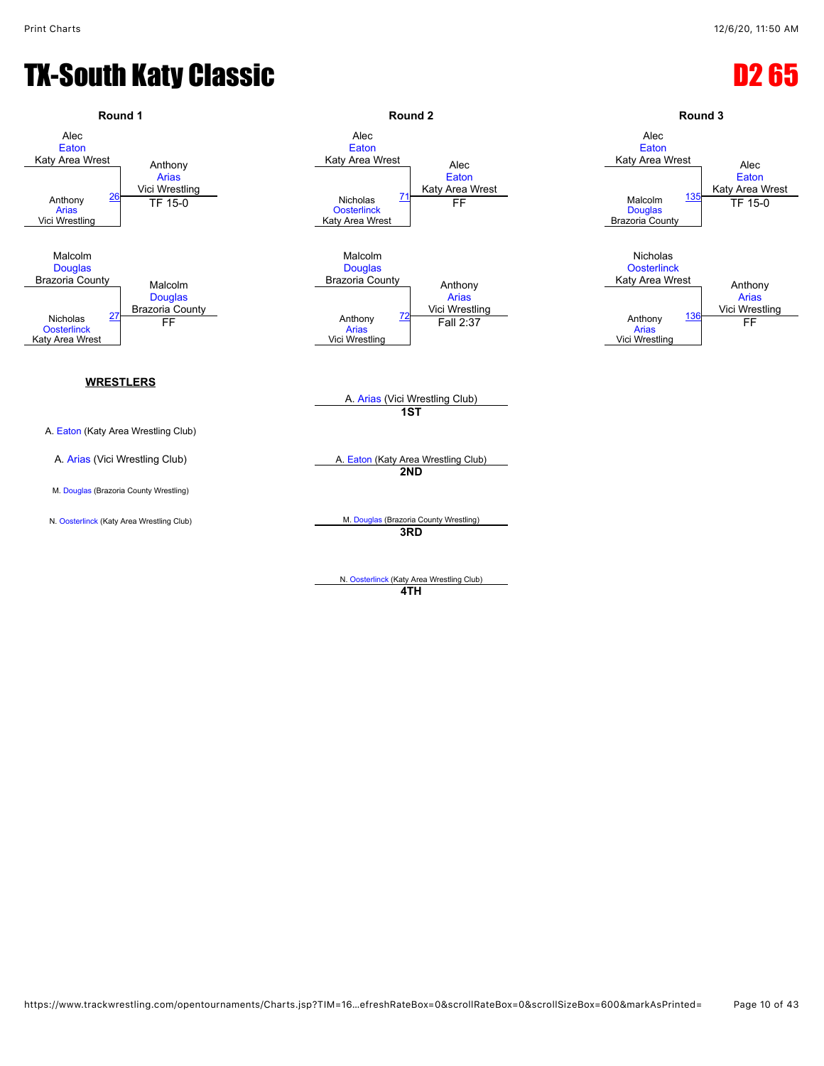# TX-South Katy Classic

# D2 65

### Round 1

Alec Eaton, Katy Area Wrest
vs.
Anthony Arias, Vici Wrestling
Match 26 — Winner: Anthony Arias, Vici Wrestling — TF 15-0

Malcolm Douglas, Brazoria County
vs.
Nicholas Oosterlinck, Katy Area Wrest
Match 27 — Winner: Malcolm Douglas, Brazoria County — FF

### Round 2

Alec Eaton, Katy Area Wrest
vs.
Nicholas Oosterlinck, Katy Area Wrest
Match 71 — Winner: Alec Eaton, Katy Area Wrest — FF

Malcolm Douglas, Brazoria County
vs.
Anthony Arias, Vici Wrestling
Match 72 — Winner: Anthony Arias, Vici Wrestling — Fall 2:37

### Round 3

Alec Eaton, Katy Area Wrest
vs.
Malcolm Douglas, Brazoria County
Match 135 — Winner: Alec Eaton, Katy Area Wrest — TF 15-0

Nicholas Oosterlinck, Katy Area Wrest
vs.
Anthony Arias, Vici Wrestling
Match 136 — Winner: Anthony Arias, Vici Wrestling — FF

### WRESTLERS

A. Eaton (Katy Area Wrestling Club)

A. Arias (Vici Wrestling Club)

M. Douglas (Brazoria County Wrestling)

N. Oosterlinck (Katy Area Wrestling Club)

### Placements

A. Arias (Vici Wrestling Club) — **1ST**

A. Eaton (Katy Area Wrestling Club) — **2ND**

M. Douglas (Brazoria County Wrestling) — **3RD**

N. Oosterlinck (Katy Area Wrestling Club) — **4TH**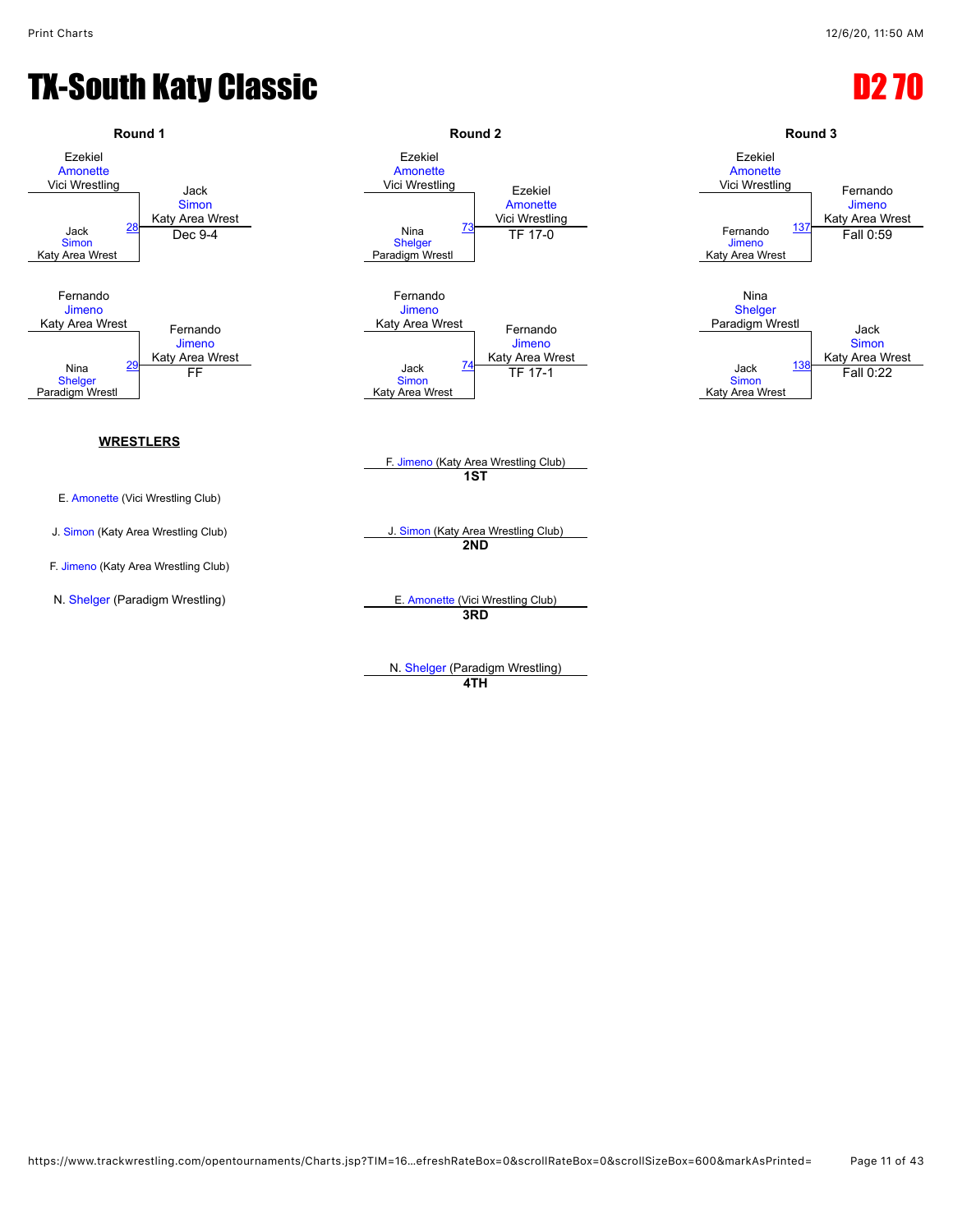# TX-South Katy Classic

# D2 70

### Round 1

Ezekiel Amonette, Vici Wrestling
Jack Simon, Katy Area Wrest
Match 28 — Winner: Jack Simon, Katy Area Wrest — Dec 9-4

Fernando Jimeno, Katy Area Wrest
Nina Shelger, Paradigm Wrestl
Match 29 — Winner: Fernando Jimeno, Katy Area Wrest — FF

### Round 2

Ezekiel Amonette, Vici Wrestling
Nina Shelger, Paradigm Wrestl
Match 73 — Winner: Ezekiel Amonette, Vici Wrestling — TF 17-0

Fernando Jimeno, Katy Area Wrest
Jack Simon, Katy Area Wrest
Match 74 — Winner: Fernando Jimeno, Katy Area Wrest — TF 17-1

### Round 3

Ezekiel Amonette, Vici Wrestling
Fernando Jimeno, Katy Area Wrest
Match 137 — Winner: Fernando Jimeno, Katy Area Wrest — Fall 0:59

Nina Shelger, Paradigm Wrestl
Jack Simon, Katy Area Wrest
Match 138 — Winner: Jack Simon, Katy Area Wrest — Fall 0:22

### WRESTLERS

E. Amonette (Vici Wrestling Club)

J. Simon (Katy Area Wrestling Club)

F. Jimeno (Katy Area Wrestling Club)

N. Shelger (Paradigm Wrestling)

### Placements

F. Jimeno (Katy Area Wrestling Club)
**1ST**

J. Simon (Katy Area Wrestling Club)
**2ND**

E. Amonette (Vici Wrestling Club)
**3RD**

N. Shelger (Paradigm Wrestling)
**4TH**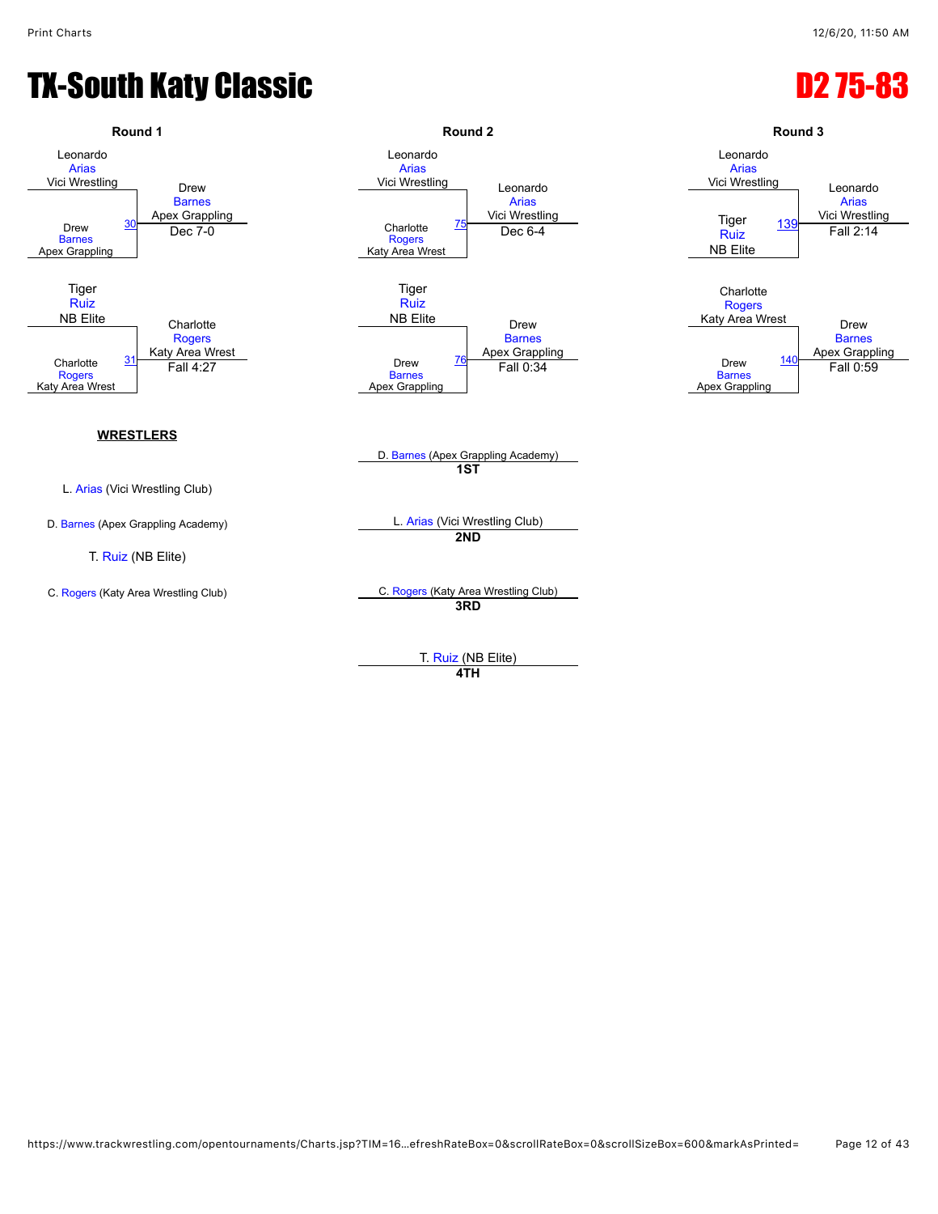# TX-South Katy Classic

## D2 75-83

### Round 1

Leonardo Arias Vici Wrestling

Drew Barnes Apex Grappling

30

Drew Barnes Apex Grappling
Dec 7-0

Tiger Ruiz NB Elite

Charlotte Rogers Katy Area Wrest

31

Charlotte Rogers Katy Area Wrest
Fall 4:27

### Round 2

Leonardo Arias Vici Wrestling

Charlotte Rogers Katy Area Wrest

75

Leonardo Arias Vici Wrestling
Dec 6-4

Tiger Ruiz NB Elite

Drew Barnes Apex Grappling

76

Drew Barnes Apex Grappling
Fall 0:34

### Round 3

Leonardo Arias Vici Wrestling

Tiger Ruiz NB Elite

139

Leonardo Arias Vici Wrestling
Fall 2:14

Charlotte Rogers Katy Area Wrest

Drew Barnes Apex Grappling

140

Drew Barnes Apex Grappling
Fall 0:59

**WRESTLERS**

L. Arias (Vici Wrestling Club)

D. Barnes (Apex Grappling Academy)

T. Ruiz (NB Elite)

C. Rogers (Katy Area Wrestling Club)

D. Barnes (Apex Grappling Academy)
**1ST**

L. Arias (Vici Wrestling Club)
**2ND**

C. Rogers (Katy Area Wrestling Club)
**3RD**

T. Ruiz (NB Elite)
**4TH**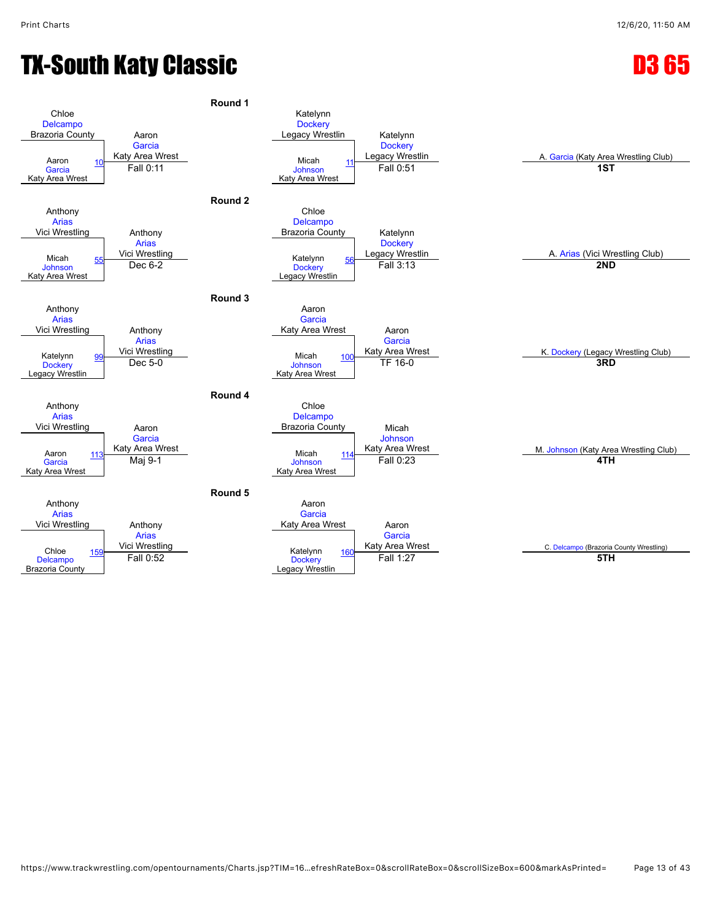# TX-South Katy Classic

## D3 65

### Round 1

Chloe Delcampo (Brazoria County) vs. Aaron Garcia (Katy Area Wrest) — Bout 10 — Winner: Aaron Garcia (Katy Area Wrest), Fall 0:11

Katelynn Dockery (Legacy Wrestlin) vs. Micah Johnson (Katy Area Wrest) — Bout 11 — Winner: Katelynn Dockery (Legacy Wrestlin), Fall 0:51

### Round 2

Anthony Arias (Vici Wrestling) vs. Micah Johnson (Katy Area Wrest) — Bout 55 — Winner: Anthony Arias (Vici Wrestling), Dec 6-2

Chloe Delcampo (Brazoria County) vs. Katelynn Dockery (Legacy Wrestlin) — Bout 56 — Winner: Katelynn Dockery (Legacy Wrestlin), Fall 3:13

### Round 3

Anthony Arias (Vici Wrestling) vs. Katelynn Dockery (Legacy Wrestlin) — Bout 99 — Winner: Anthony Arias (Vici Wrestling), Dec 5-0

Aaron Garcia (Katy Area Wrest) vs. Micah Johnson (Katy Area Wrest) — Bout 100 — Winner: Aaron Garcia (Katy Area Wrest), TF 16-0

### Round 4

Anthony Arias (Vici Wrestling) vs. Aaron Garcia (Katy Area Wrest) — Bout 113 — Winner: Aaron Garcia (Katy Area Wrest), Maj 9-1

Chloe Delcampo (Brazoria County) vs. Micah Johnson (Katy Area Wrest) — Bout 114 — Winner: Micah Johnson (Katy Area Wrest), Fall 0:23

### Round 5

Anthony Arias (Vici Wrestling) vs. Chloe Delcampo (Brazoria County) — Bout 159 — Winner: Anthony Arias (Vici Wrestling), Fall 0:52

Aaron Garcia (Katy Area Wrest) vs. Katelynn Dockery (Legacy Wrestlin) — Bout 160 — Winner: Aaron Garcia (Katy Area Wrest), Fall 1:27

### Placements

A. Garcia (Katy Area Wrestling Club) — **1ST**

A. Arias (Vici Wrestling Club) — **2ND**

K. Dockery (Legacy Wrestling Club) — **3RD**

M. Johnson (Katy Area Wrestling Club) — **4TH**

C. Delcampo (Brazoria County Wrestling) — **5TH**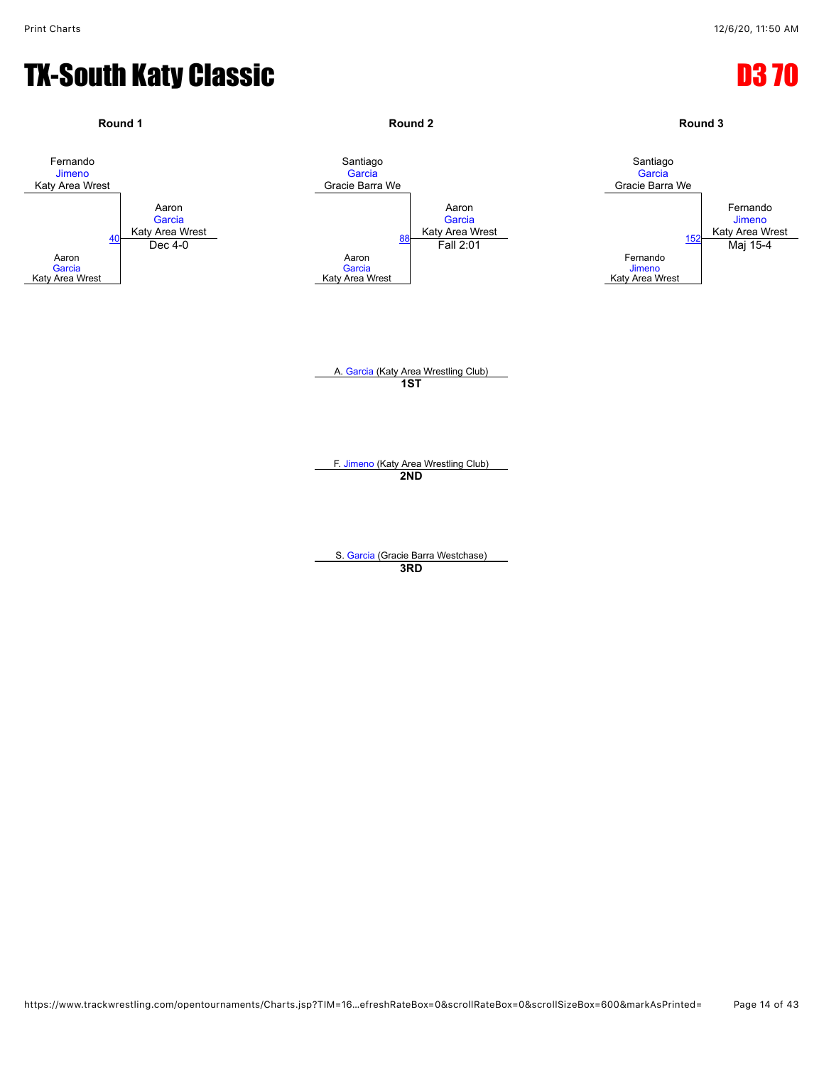# TX-South Katy Classic

## D3 70

### Round 1

Fernando Jimeno
Katy Area Wrest

Aaron Garcia
Katy Area Wrest

40

Aaron Garcia
Katy Area Wrest
Dec 4-0

### Round 2

Santiago Garcia
Gracie Barra We

Aaron Garcia
Katy Area Wrest

88

Aaron Garcia
Katy Area Wrest
Fall 2:01

### Round 3

Santiago Garcia
Gracie Barra We

Fernando Jimeno
Katy Area Wrest

152

Fernando Jimeno
Katy Area Wrest
Maj 15-4

A. Garcia (Katy Area Wrestling Club)
**1ST**

F. Jimeno (Katy Area Wrestling Club)
**2ND**

S. Garcia (Gracie Barra Westchase)
**3RD**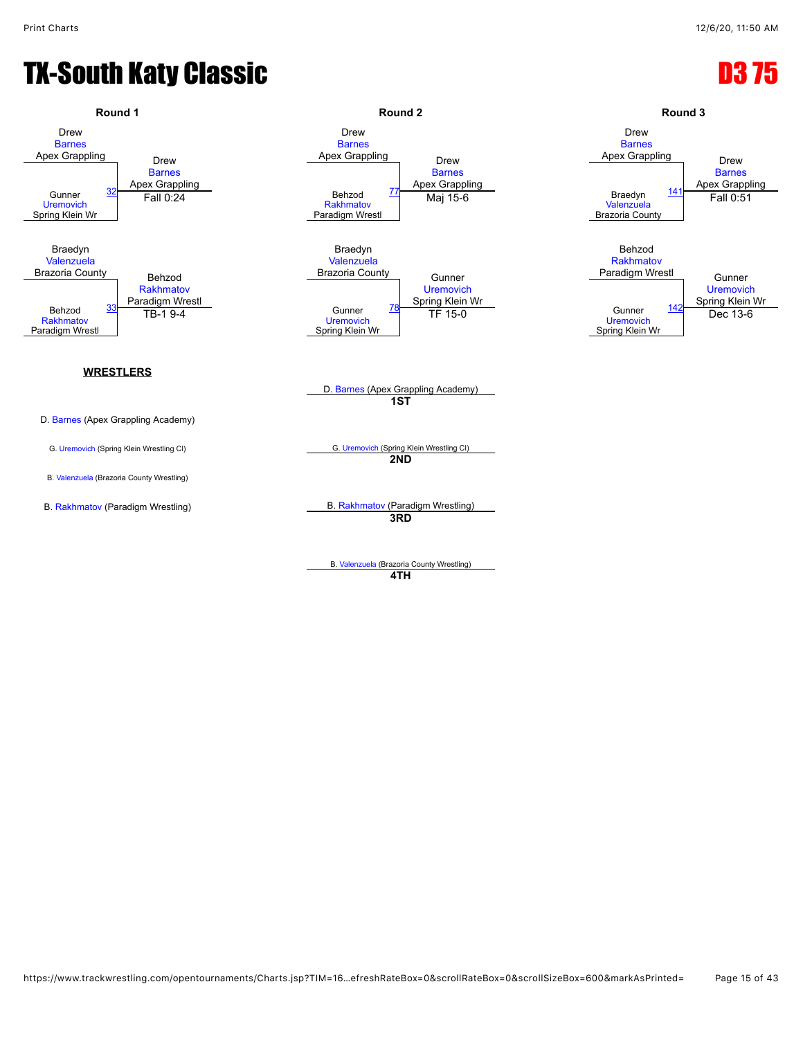# TX-South Katy Classic

## D3 75

### Round 1

Drew Barnes, Apex Grappling
Gunner Uremovich, Spring Klein Wr
32
Drew Barnes, Apex Grappling
Fall 0:24

Braedyn Valenzuela, Brazoria County
Behzod Rakhmatov, Paradigm Wrestl
33
Behzod Rakhmatov, Paradigm Wrestl
TB-1 9-4

### Round 2

Drew Barnes, Apex Grappling
Behzod Rakhmatov, Paradigm Wrestl
77
Drew Barnes, Apex Grappling
Maj 15-6

Braedyn Valenzuela, Brazoria County
Gunner Uremovich, Spring Klein Wr
78
Gunner Uremovich, Spring Klein Wr
TF 15-0

### Round 3

Drew Barnes, Apex Grappling
Braedyn Valenzuela, Brazoria County
141
Drew Barnes, Apex Grappling
Fall 0:51

Behzod Rakhmatov, Paradigm Wrestl
Gunner Uremovich, Spring Klein Wr
142
Gunner Uremovich, Spring Klein Wr
Dec 13-6

**WRESTLERS**

D. Barnes (Apex Grappling Academy)

G. Uremovich (Spring Klein Wrestling Cl)

B. Valenzuela (Brazoria County Wrestling)

B. Rakhmatov (Paradigm Wrestling)

D. Barnes (Apex Grappling Academy)
**1ST**

G. Uremovich (Spring Klein Wrestling Cl)
**2ND**

B. Rakhmatov (Paradigm Wrestling)
**3RD**

B. Valenzuela (Brazoria County Wrestling)
**4TH**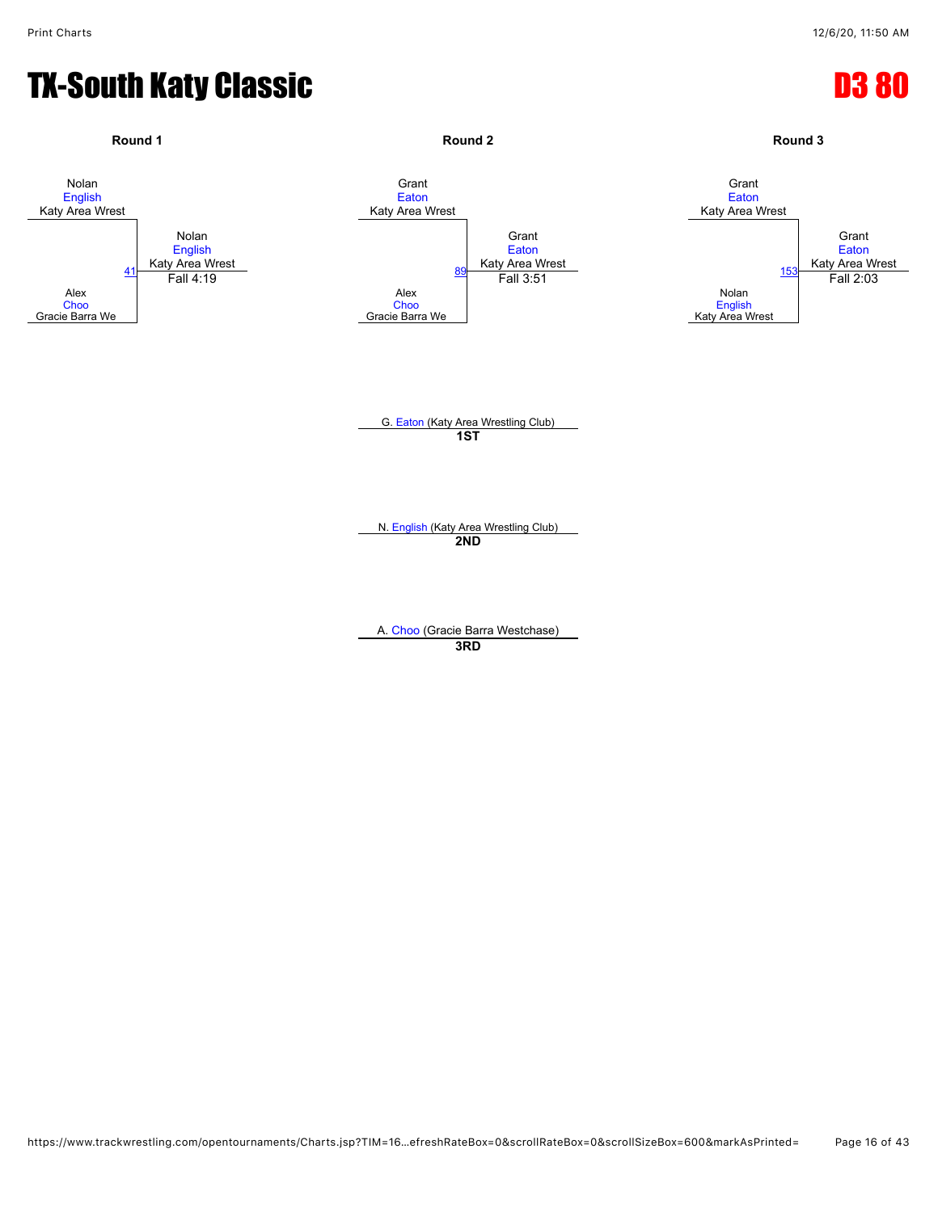# TX-South Katy Classic

## D3 80

### Round 1

Nolan
English
Katy Area Wrest

41

Alex
Choo
Gracie Barra We

Nolan
English
Katy Area Wrest
Fall 4:19

### Round 2

Grant
Eaton
Katy Area Wrest

89

Alex
Choo
Gracie Barra We

Grant
Eaton
Katy Area Wrest
Fall 3:51

### Round 3

Grant
Eaton
Katy Area Wrest

153

Nolan
English
Katy Area Wrest

Grant
Eaton
Katy Area Wrest
Fall 2:03

G. Eaton (Katy Area Wrestling Club)
**1ST**

N. English (Katy Area Wrestling Club)
**2ND**

A. Choo (Gracie Barra Westchase)
**3RD**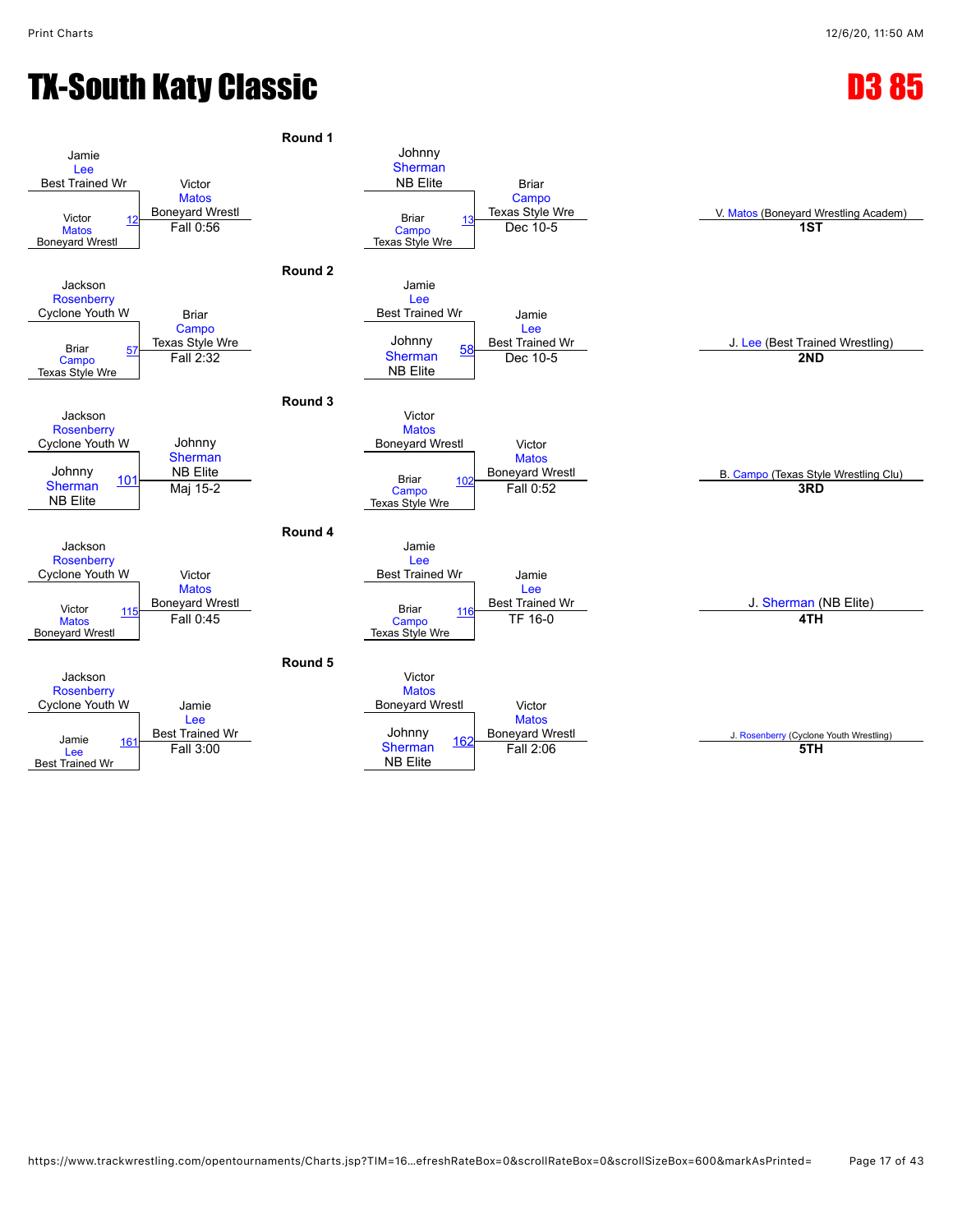# TX-South Katy Classic

## D3 85

### Round 1

Jamie Lee, Best Trained Wr
Victor Matos, Boneyard Wrestl — 12
Winner: Victor Matos, Boneyard Wrestl — Fall 0:56

Johnny Sherman, NB Elite
Briar Campo, Texas Style Wre — 13
Winner: Briar Campo, Texas Style Wre — Dec 10-5

### Round 2

Jackson Rosenberry, Cyclone Youth W
Briar Campo, Texas Style Wre — 57
Winner: Briar Campo, Texas Style Wre — Fall 2:32

Jamie Lee, Best Trained Wr
Johnny Sherman, NB Elite — 58
Winner: Jamie Lee, Best Trained Wr — Dec 10-5

### Round 3

Jackson Rosenberry, Cyclone Youth W
Johnny Sherman, NB Elite — 101
Winner: Johnny Sherman, NB Elite — Maj 15-2

Victor Matos, Boneyard Wrestl
Briar Campo, Texas Style Wre — 102
Winner: Victor Matos, Boneyard Wrestl — Fall 0:52

### Round 4

Jackson Rosenberry, Cyclone Youth W
Victor Matos, Boneyard Wrestl — 115
Winner: Victor Matos, Boneyard Wrestl — Fall 0:45

Jamie Lee, Best Trained Wr
Briar Campo, Texas Style Wre — 116
Winner: Jamie Lee, Best Trained Wr — TF 16-0

### Round 5

Jackson Rosenberry, Cyclone Youth W
Jamie Lee, Best Trained Wr — 161
Winner: Jamie Lee, Best Trained Wr — Fall 3:00

Victor Matos, Boneyard Wrestl
Johnny Sherman, NB Elite — 162
Winner: Victor Matos, Boneyard Wrestl — Fall 2:06

### Placements

V. Matos (Boneyard Wrestling Academ) — **1ST**

J. Lee (Best Trained Wrestling) — **2ND**

B. Campo (Texas Style Wrestling Clu) — **3RD**

J. Sherman (NB Elite) — **4TH**

J. Rosenberry (Cyclone Youth Wrestling) — **5TH**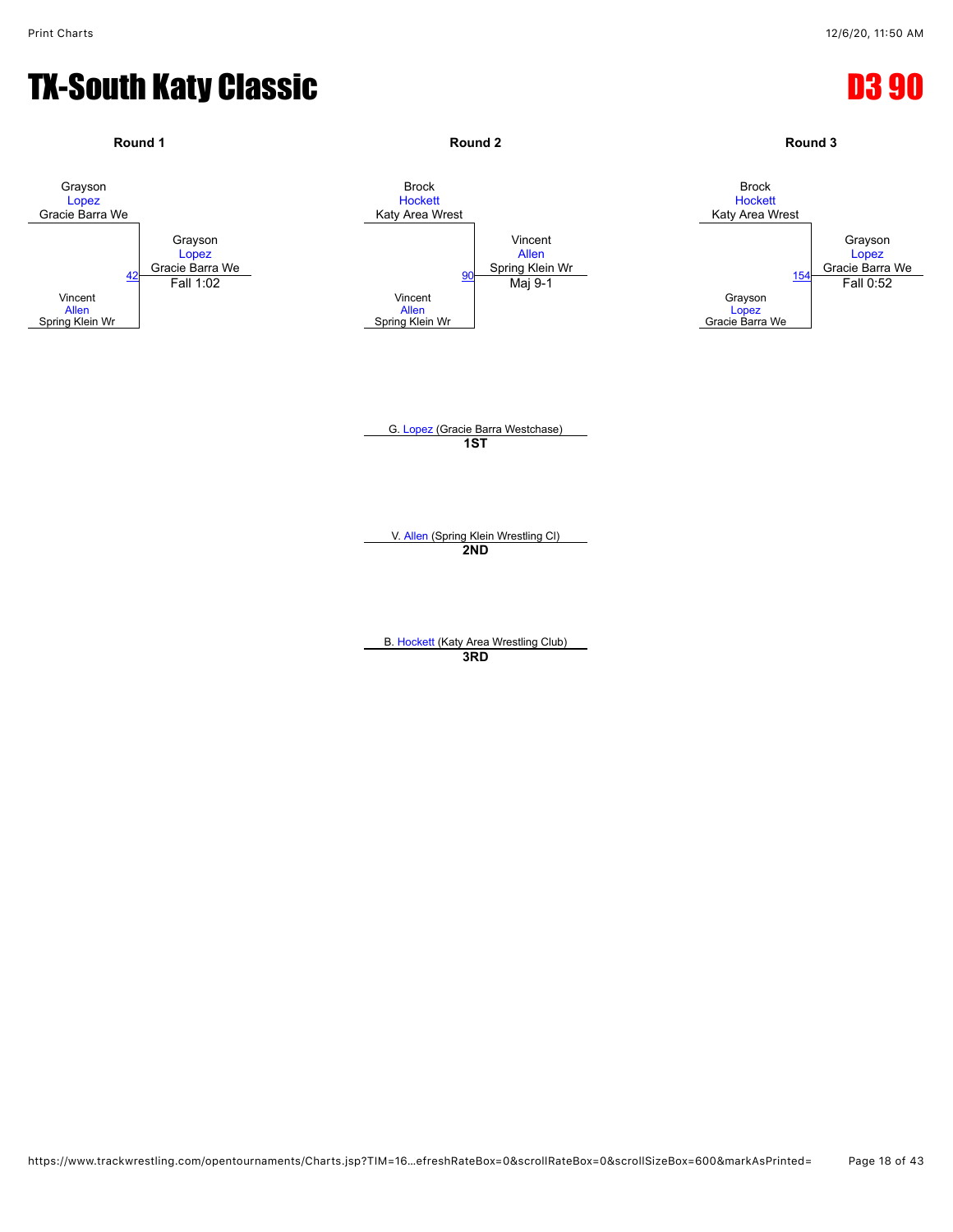# TX-South Katy Classic

# D3 90

**Round 1**

Grayson
Lopez
Gracie Barra We

42

Vincent
Allen
Spring Klein Wr

Grayson
Lopez
Gracie Barra We
Fall 1:02

**Round 2**

Brock
Hockett
Katy Area Wrest

90

Vincent
Allen
Spring Klein Wr

Vincent
Allen
Spring Klein Wr
Maj 9-1

**Round 3**

Brock
Hockett
Katy Area Wrest

154

Grayson
Lopez
Gracie Barra We

Grayson
Lopez
Gracie Barra We
Fall 0:52

G. Lopez (Gracie Barra Westchase)
**1ST**

V. Allen (Spring Klein Wrestling Cl)
**2ND**

B. Hockett (Katy Area Wrestling Club)
**3RD**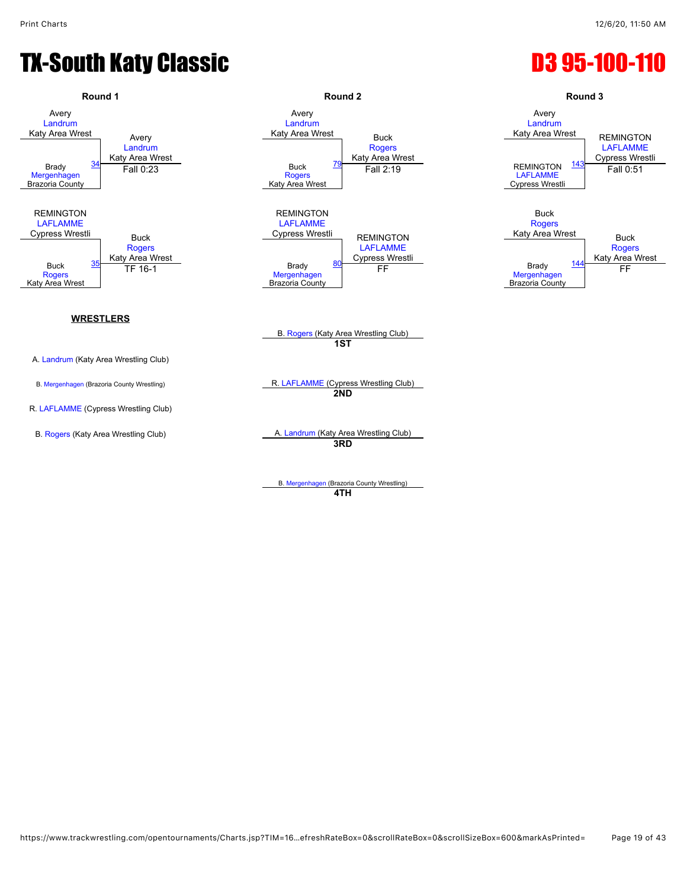# TX-South Katy Classic

# D3 95-100-110

### Round 1

Avery Landrum, Katy Area Wrest
vs.
Brady Mergenhagen, Brazoria County
Match 34 — Winner: Avery Landrum, Katy Area Wrest — Fall 0:23

REMINGTON LAFLAMME, Cypress Wrestli
vs.
Buck Rogers, Katy Area Wrest
Match 35 — Winner: Buck Rogers, Katy Area Wrest — TF 16-1

### Round 2

Avery Landrum, Katy Area Wrest
vs.
Buck Rogers, Katy Area Wrest
Match 79 — Winner: Buck Rogers, Katy Area Wrest — Fall 2:19

REMINGTON LAFLAMME, Cypress Wrestli
vs.
Brady Mergenhagen, Brazoria County
Match 80 — Winner: REMINGTON LAFLAMME, Cypress Wrestli — FF

### Round 3

Avery Landrum, Katy Area Wrest
vs.
REMINGTON LAFLAMME, Cypress Wrestli
Match 143 — Winner: REMINGTON LAFLAMME, Cypress Wrestli — Fall 0:51

Buck Rogers, Katy Area Wrest
vs.
Brady Mergenhagen, Brazoria County
Match 144 — Winner: Buck Rogers, Katy Area Wrest — FF

### WRESTLERS

A. Landrum (Katy Area Wrestling Club)

B. Mergenhagen (Brazoria County Wrestling)

R. LAFLAMME (Cypress Wrestling Club)

B. Rogers (Katy Area Wrestling Club)

### Placements

**1ST** — B. Rogers (Katy Area Wrestling Club)

**2ND** — R. LAFLAMME (Cypress Wrestling Club)

**3RD** — A. Landrum (Katy Area Wrestling Club)

**4TH** — B. Mergenhagen (Brazoria County Wrestling)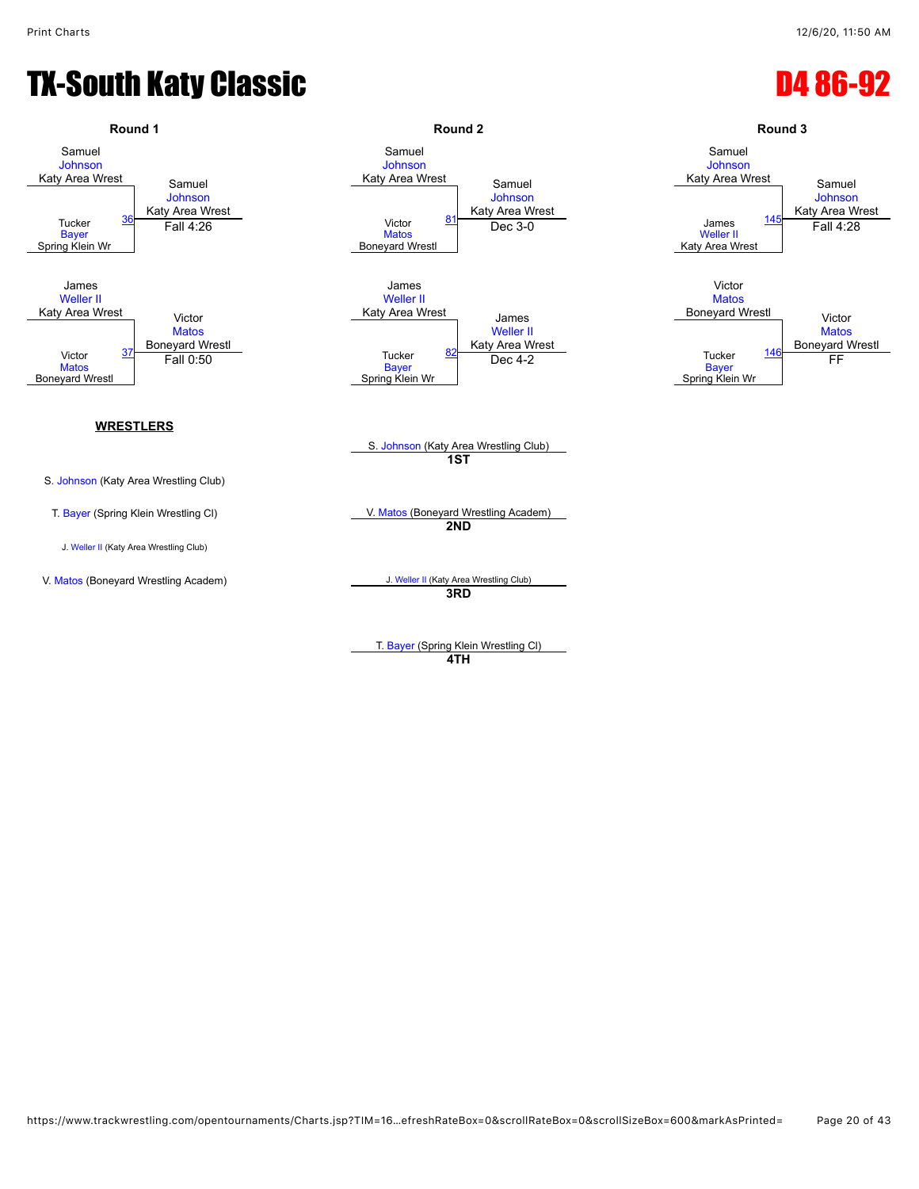# TX-South Katy Classic

# D4 86-92

### Round 1

Samuel Johnson
Katy Area Wrest

36

Tucker Bayer
Spring Klein Wr

Samuel Johnson
Katy Area Wrest
Fall 4:26

James Weller II
Katy Area Wrest

37

Victor Matos
Boneyard Wrestl

Victor Matos
Boneyard Wrestl
Fall 0:50

### Round 2

Samuel Johnson
Katy Area Wrest

81

Victor Matos
Boneyard Wrestl

Samuel Johnson
Katy Area Wrest
Dec 3-0

James Weller II
Katy Area Wrest

82

Tucker Bayer
Spring Klein Wr

James Weller II
Katy Area Wrest
Dec 4-2

### Round 3

Samuel Johnson
Katy Area Wrest

145

James Weller II
Katy Area Wrest

Samuel Johnson
Katy Area Wrest
Fall 4:28

Victor Matos
Boneyard Wrestl

146

Tucker Bayer
Spring Klein Wr

Victor Matos
Boneyard Wrestl
FF

**WRESTLERS**

S. Johnson (Katy Area Wrestling Club)

T. Bayer (Spring Klein Wrestling Cl)

J. Weller II (Katy Area Wrestling Club)

V. Matos (Boneyard Wrestling Academ)

S. Johnson (Katy Area Wrestling Club)
**1ST**

V. Matos (Boneyard Wrestling Academ)
**2ND**

J. Weller II (Katy Area Wrestling Club)
**3RD**

T. Bayer (Spring Klein Wrestling Cl)
**4TH**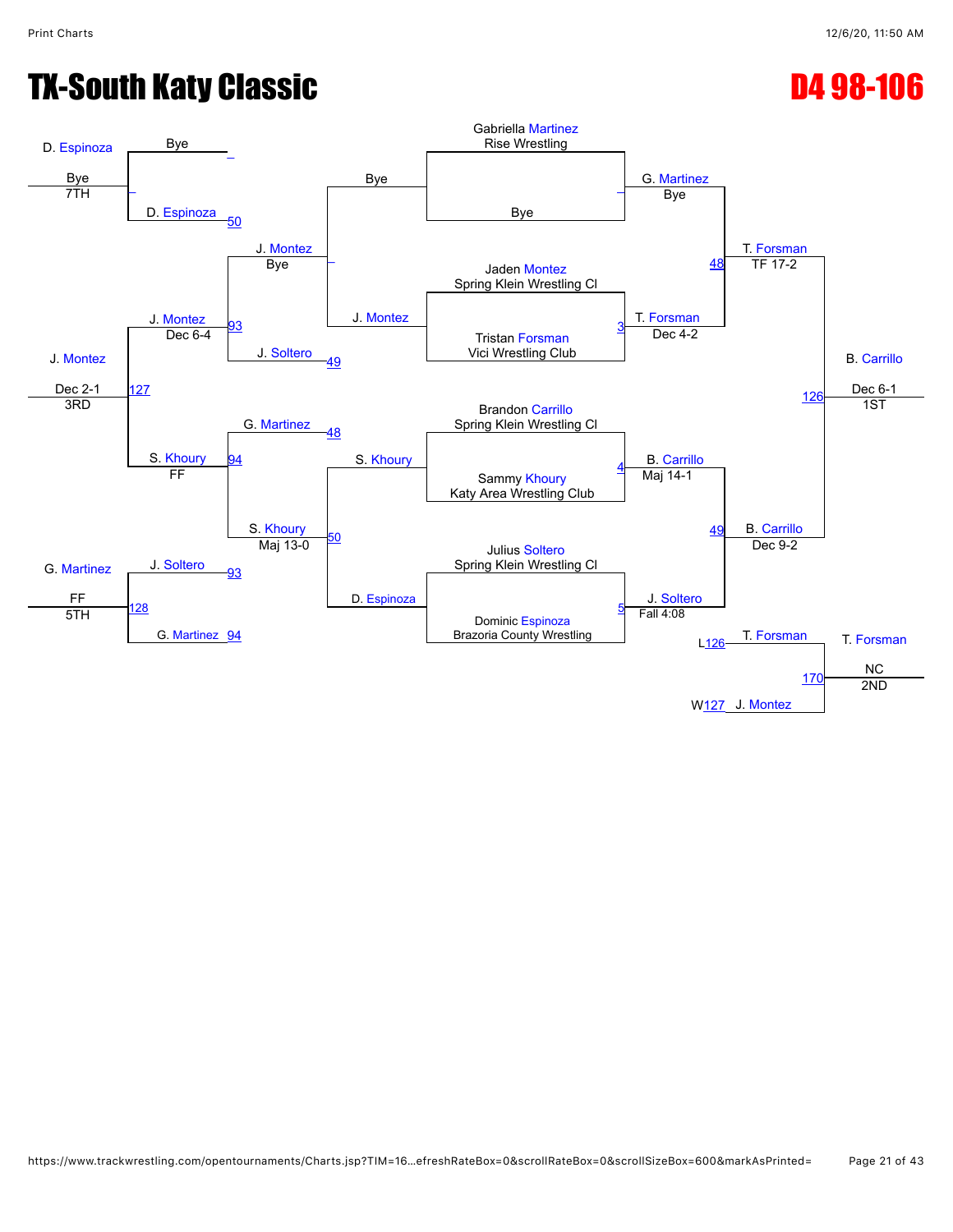# TX-South Katy Classic

## D4 98-106

**Championship Bracket**

| Round 1 | Quarterfinals | Semifinals | Final | Champion |
|---|---|---|---|---|
| Gabriella Martinez (Rise Wrestling) vs Bye | G. Martinez — Bye | T. Forsman — TF 17-2 (48) | B. Carrillo — Dec 6-1 (126) | B. Carrillo — 1ST |
| Jaden Montez (Spring Klein Wrestling Cl) vs Tristan Forsman (Vici Wrestling Club) | T. Forsman — Dec 4-2 (3) | | | |
| Brandon Carrillo (Spring Klein Wrestling Cl) vs Sammy Khoury (Katy Area Wrestling Club) | B. Carrillo — Maj 14-1 (4) | B. Carrillo — Dec 9-2 (49) | | |
| Julius Soltero (Spring Klein Wrestling Cl) vs Dominic Espinoza (Brazoria County Wrestling) | J. Soltero — Fall 4:08 (5) | | | |

**Consolation Bracket**

| Cons. Round 1 | Cons. Round 2 | Cons. Round 3 | Cons. Semis | 3rd Place |
|---|---|---|---|---|
| Bye vs J. Montez | J. Montez — Bye | J. Montez — Dec 6-4 (93) | J. Montez — Dec 2-1 (127) | J. Montez — 3RD |
| | J. Soltero (49) | | | |
| S. Khoury vs D. Espinoza | S. Khoury — Maj 13-0 (50) | S. Khoury — FF (94) | | |
| | G. Martinez (48) | | | |

| 7th Place | Result |
|---|---|
| Bye vs D. Espinoza (50) | D. Espinoza — Bye — 7TH |

| 5th Place | Result |
|---|---|
| J. Soltero (93) vs G. Martinez (94) | G. Martinez — FF — 5TH (128) |

| 2nd Place Match | Result |
|---|---|
| T. Forsman (L126) vs J. Montez (W127) | T. Forsman — NC — 2ND (170) |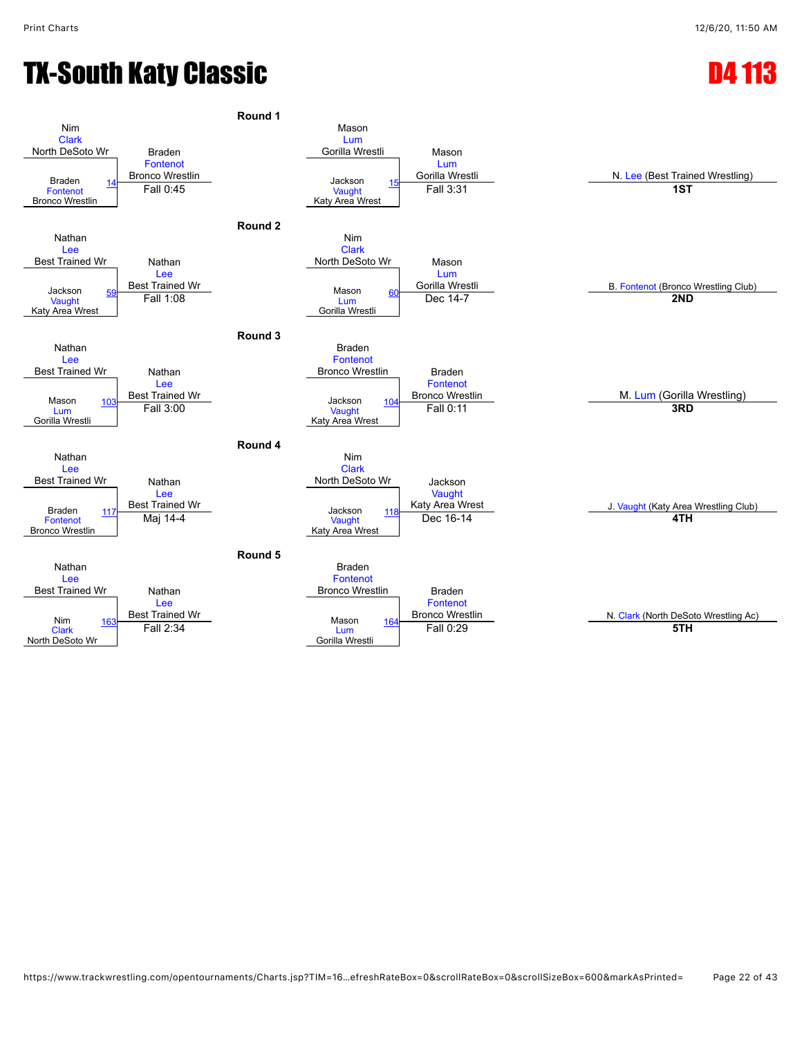# TX-South Katy Classic

# D4 113

## Round 1

Nim Clark, North DeSoto Wr vs. Braden Fontenot, Bronco Wrestlin — Match 14 — Winner: Braden Fontenot, Bronco Wrestlin — Fall 0:45

Mason Lum, Gorilla Wrestli vs. Jackson Vaught, Katy Area Wrest — Match 15 — Winner: Mason Lum, Gorilla Wrestli — Fall 3:31

## Round 2

Nathan Lee, Best Trained Wr vs. Jackson Vaught, Katy Area Wrest — Match 59 — Winner: Nathan Lee, Best Trained Wr — Fall 1:08

Nim Clark, North DeSoto Wr vs. Mason Lum, Gorilla Wrestli — Match 60 — Winner: Mason Lum, Gorilla Wrestli — Dec 14-7

## Round 3

Nathan Lee, Best Trained Wr vs. Mason Lum, Gorilla Wrestli — Match 103 — Winner: Nathan Lee, Best Trained Wr — Fall 3:00

Braden Fontenot, Bronco Wrestlin vs. Jackson Vaught, Katy Area Wrest — Match 104 — Winner: Braden Fontenot, Bronco Wrestlin — Fall 0:11

## Round 4

Nathan Lee, Best Trained Wr vs. Braden Fontenot, Bronco Wrestlin — Match 117 — Winner: Nathan Lee, Best Trained Wr — Maj 14-4

Nim Clark, North DeSoto Wr vs. Jackson Vaught, Katy Area Wrest — Match 118 — Winner: Jackson Vaught, Katy Area Wrest — Dec 16-14

## Round 5

Nathan Lee, Best Trained Wr vs. Nim Clark, North DeSoto Wr — Match 163 — Winner: Nathan Lee, Best Trained Wr — Fall 2:34

Braden Fontenot, Bronco Wrestlin vs. Mason Lum, Gorilla Wrestli — Match 164 — Winner: Braden Fontenot, Bronco Wrestlin — Fall 0:29

## Placements

N. Lee (Best Trained Wrestling)
**1ST**

B. Fontenot (Bronco Wrestling Club)
**2ND**

M. Lum (Gorilla Wrestling)
**3RD**

J. Vaught (Katy Area Wrestling Club)
**4TH**

N. Clark (North DeSoto Wrestling Ac)
**5TH**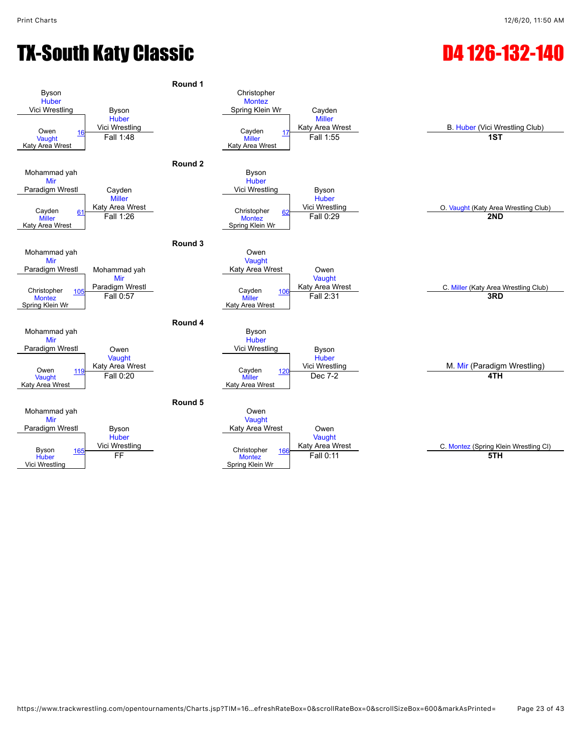# TX-South Katy Classic

# D4 126-132-140

## Round 1

Byson Huber, Vici Wrestling
Owen Vaught, Katy Area Wrest
16
Winner: Byson Huber, Vici Wrestling — Fall 1:48

Christopher Montez, Spring Klein Wr
Cayden Miller, Katy Area Wrest
17
Winner: Cayden Miller, Katy Area Wrest — Fall 1:55

## Round 2

Mohammad yah Mir, Paradigm Wrestl
Cayden Miller, Katy Area Wrest
61
Winner: Cayden Miller, Katy Area Wrest — Fall 1:26

Byson Huber, Vici Wrestling
Christopher Montez, Spring Klein Wr
62
Winner: Byson Huber, Vici Wrestling — Fall 0:29

## Round 3

Mohammad yah Mir, Paradigm Wrestl
Christopher Montez, Spring Klein Wr
105
Winner: Mohammad yah Mir, Paradigm Wrestl — Fall 0:57

Owen Vaught, Katy Area Wrest
Cayden Miller, Katy Area Wrest
106
Winner: Owen Vaught, Katy Area Wrest — Fall 2:31

## Round 4

Mohammad yah Mir, Paradigm Wrestl
Owen Vaught, Katy Area Wrest
119
Winner: Owen Vaught, Katy Area Wrest — Fall 0:20

Byson Huber, Vici Wrestling
Cayden Miller, Katy Area Wrest
120
Winner: Byson Huber, Vici Wrestling — Dec 7-2

## Round 5

Mohammad yah Mir, Paradigm Wrestl
Byson Huber, Vici Wrestling
165
Winner: Byson Huber, Vici Wrestling — FF

Owen Vaught, Katy Area Wrest
Christopher Montez, Spring Klein Wr
166
Winner: Owen Vaught, Katy Area Wrest — Fall 0:11

## Placements

B. Huber (Vici Wrestling Club) — **1ST**

O. Vaught (Katy Area Wrestling Club) — **2ND**

C. Miller (Katy Area Wrestling Club) — **3RD**

M. Mir (Paradigm Wrestling) — **4TH**

C. Montez (Spring Klein Wrestling Cl) — **5TH**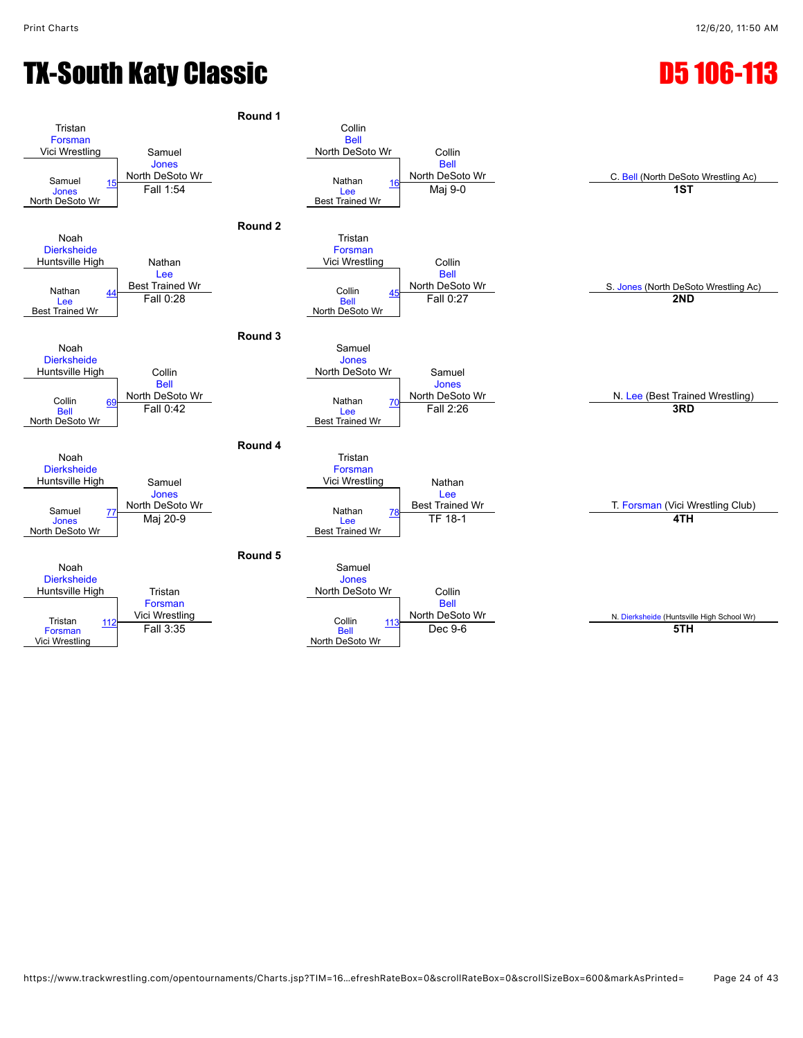# TX-South Katy Classic

## D5 106-113

### Round 1

| Wrestler 1 | Wrestler 2 | Bout | Winner | Result |
|---|---|---|---|---|
| Tristan Forsman (Vici Wrestling) | Samuel Jones (North DeSoto Wr) | 15 | Samuel Jones (North DeSoto Wr) | Fall 1:54 |
| Collin Bell (North DeSoto Wr) | Nathan Lee (Best Trained Wr) | 16 | Collin Bell (North DeSoto Wr) | Maj 9-0 |

### Round 2

| Wrestler 1 | Wrestler 2 | Bout | Winner | Result |
|---|---|---|---|---|
| Noah Dierksheide (Huntsville High) | Nathan Lee (Best Trained Wr) | 44 | Nathan Lee (Best Trained Wr) | Fall 0:28 |
| Tristan Forsman (Vici Wrestling) | Collin Bell (North DeSoto Wr) | 45 | Collin Bell (North DeSoto Wr) | Fall 0:27 |

### Round 3

| Wrestler 1 | Wrestler 2 | Bout | Winner | Result |
|---|---|---|---|---|
| Noah Dierksheide (Huntsville High) | Collin Bell (North DeSoto Wr) | 69 | Collin Bell (North DeSoto Wr) | Fall 0:42 |
| Samuel Jones (North DeSoto Wr) | Nathan Lee (Best Trained Wr) | 70 | Samuel Jones (North DeSoto Wr) | Fall 2:26 |

### Round 4

| Wrestler 1 | Wrestler 2 | Bout | Winner | Result |
|---|---|---|---|---|
| Noah Dierksheide (Huntsville High) | Samuel Jones (North DeSoto Wr) | 77 | Samuel Jones (North DeSoto Wr) | Maj 20-9 |
| Tristan Forsman (Vici Wrestling) | Nathan Lee (Best Trained Wr) | 78 | Nathan Lee (Best Trained Wr) | TF 18-1 |

### Round 5

| Wrestler 1 | Wrestler 2 | Bout | Winner | Result |
|---|---|---|---|---|
| Noah Dierksheide (Huntsville High) | Tristan Forsman (Vici Wrestling) | 112 | Tristan Forsman (Vici Wrestling) | Fall 3:35 |
| Samuel Jones (North DeSoto Wr) | Collin Bell (North DeSoto Wr) | 113 | Collin Bell (North DeSoto Wr) | Dec 9-6 |

### Placements

| Place | Wrestler |
|---|---|
| 1ST | C. Bell (North DeSoto Wrestling Ac) |
| 2ND | S. Jones (North DeSoto Wrestling Ac) |
| 3RD | N. Lee (Best Trained Wrestling) |
| 4TH | T. Forsman (Vici Wrestling Club) |
| 5TH | N. Dierksheide (Huntsville High School Wr) |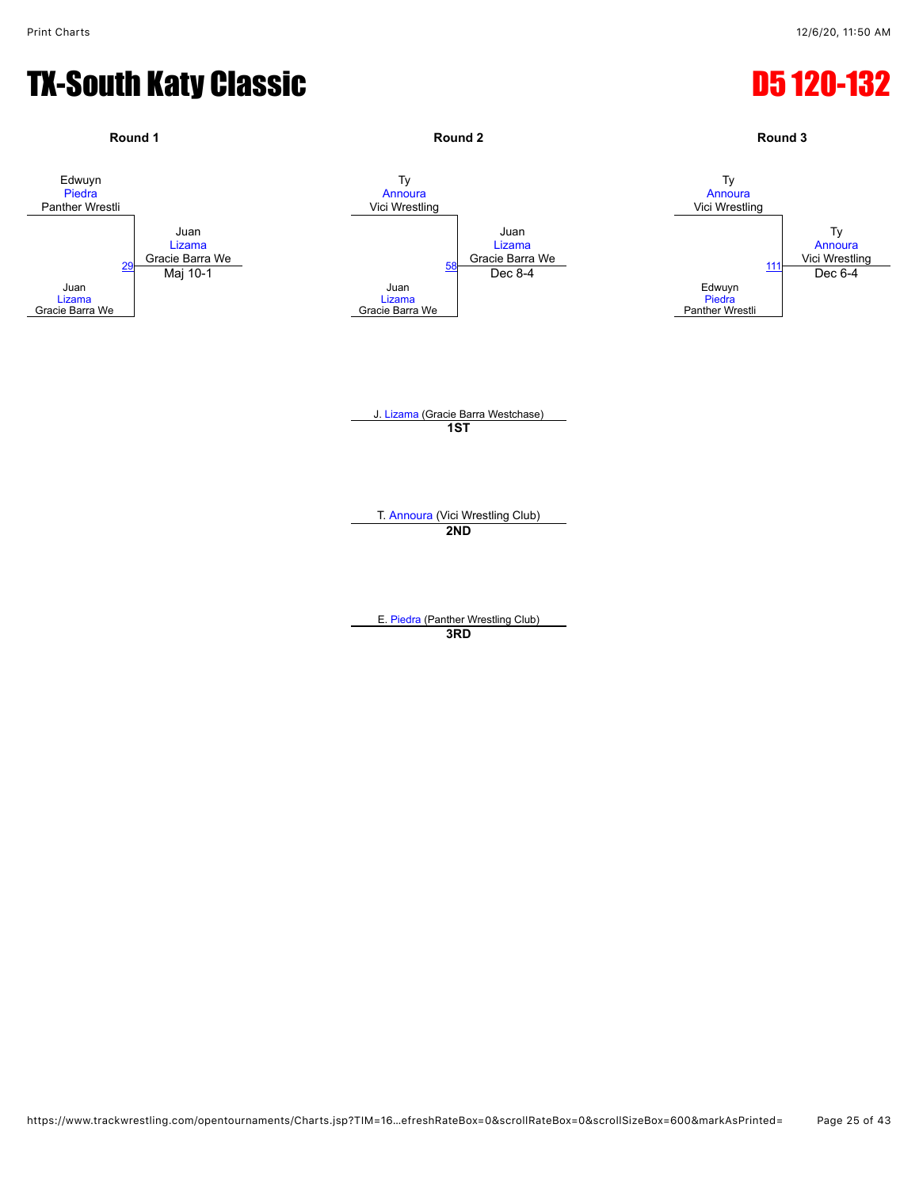# TX-South Katy Classic

# D5 120-132

### Round 1

Edwuyn
Piedra
Panther Wrestli

29

Juan
Lizama
Gracie Barra We

Juan
Lizama
Gracie Barra We
Maj 10-1

### Round 2

Ty
Annoura
Vici Wrestling

58

Juan
Lizama
Gracie Barra We

Juan
Lizama
Gracie Barra We
Dec 8-4

### Round 3

Ty
Annoura
Vici Wrestling

111

Edwuyn
Piedra
Panther Wrestli

Ty
Annoura
Vici Wrestling
Dec 6-4

J. Lizama (Gracie Barra Westchase)
**1ST**

T. Annoura (Vici Wrestling Club)
**2ND**

E. Piedra (Panther Wrestling Club)
**3RD**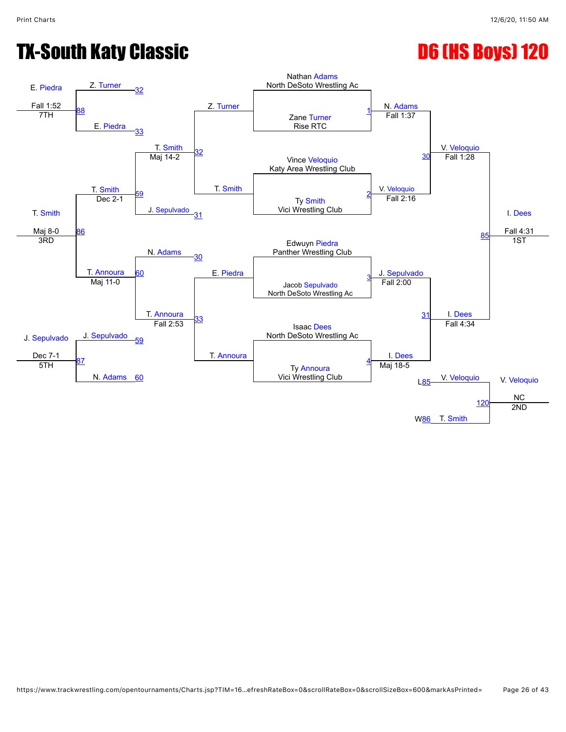# TX-South Katy Classic

# D6 (HS Boys) 120

## Championship Bracket

Nathan Adams
North DeSoto Wrestling Ac

Zane Turner
Rise RTC

1 — N. Adams, Fall 1:37

Vince Veloquio
Katy Area Wrestling Club

Ty Smith
Vici Wrestling Club

2 — V. Veloquio, Fall 2:16

30 — V. Veloquio, Fall 1:28

Edwuyn Piedra
Panther Wrestling Club

Jacob Sepulvado
North DeSoto Wrestling Ac

3 — J. Sepulvado, Fall 2:00

Isaac Dees
North DeSoto Wrestling Ac

Ty Annoura
Vici Wrestling Club

4 — I. Dees, Maj 18-5

31 — I. Dees, Fall 4:34

85 — I. Dees, Fall 4:31, 1ST

## Consolation Bracket

Z. Turner
T. Smith
32 — T. Smith, Maj 14-2

J. Sepulvado
31

59 — T. Smith, Dec 2-1

E. Piedra
T. Annoura
33 — T. Annoura, Fall 2:53

N. Adams
30

60 — T. Annoura, Maj 11-0

86 — T. Smith, Maj 8-0, 3RD

Z. Turner 32
E. Piedra 33
88 — E. Piedra, Fall 1:52, 7TH

J. Sepulvado 59
N. Adams 60
87 — J. Sepulvado, Dec 7-1, 5TH

## 2nd Place Match

L85 — V. Veloquio
W86 — T. Smith
120 — V. Veloquio, NC, 2ND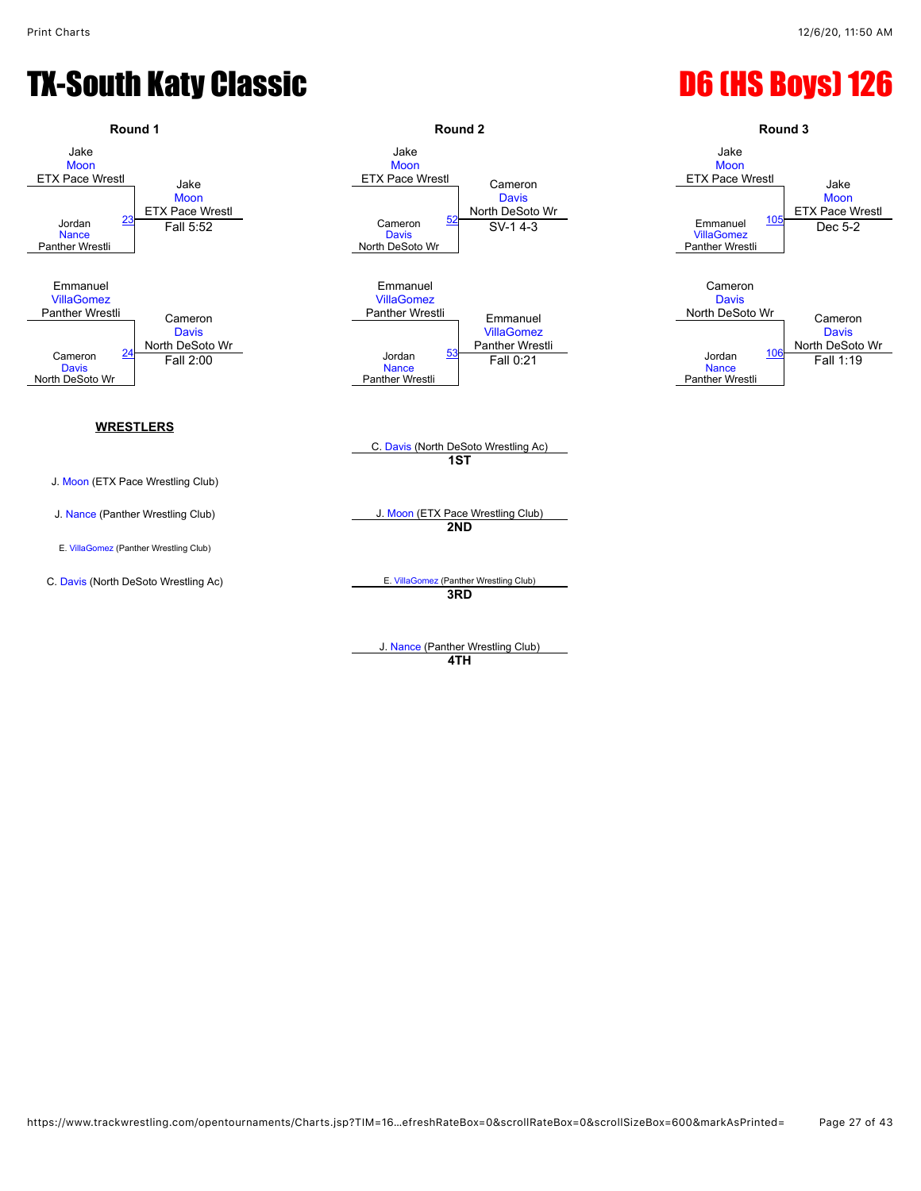# TX-South Katy Classic

## D6 (HS Boys) 126

### Round 1

Jake Moon (ETX Pace Wrestl) vs. Jordan Nance (Panther Wrestli) — Match 23
Winner: Jake Moon (ETX Pace Wrestl) — Fall 5:52

Emmanuel VillaGomez (Panther Wrestli) vs. Cameron Davis (North DeSoto Wr) — Match 24
Winner: Cameron Davis (North DeSoto Wr) — Fall 2:00

### Round 2

Jake Moon (ETX Pace Wrestl) vs. Cameron Davis (North DeSoto Wr) — Match 52
Winner: Cameron Davis (North DeSoto Wr) — SV-1 4-3

Emmanuel VillaGomez (Panther Wrestli) vs. Jordan Nance (Panther Wrestli) — Match 53
Winner: Emmanuel VillaGomez (Panther Wrestli) — Fall 0:21

### Round 3

Jake Moon (ETX Pace Wrestl) vs. Emmanuel VillaGomez (Panther Wrestli) — Match 105
Winner: Jake Moon (ETX Pace Wrestl) — Dec 5-2

Cameron Davis (North DeSoto Wr) vs. Jordan Nance (Panther Wrestli) — Match 106
Winner: Cameron Davis (North DeSoto Wr) — Fall 1:19

**WRESTLERS**

J. Moon (ETX Pace Wrestling Club)

J. Nance (Panther Wrestling Club)

E. VillaGomez (Panther Wrestling Club)

C. Davis (North DeSoto Wrestling Ac)

**1ST** C. Davis (North DeSoto Wrestling Ac)

**2ND** J. Moon (ETX Pace Wrestling Club)

**3RD** E. VillaGomez (Panther Wrestling Club)

**4TH** J. Nance (Panther Wrestling Club)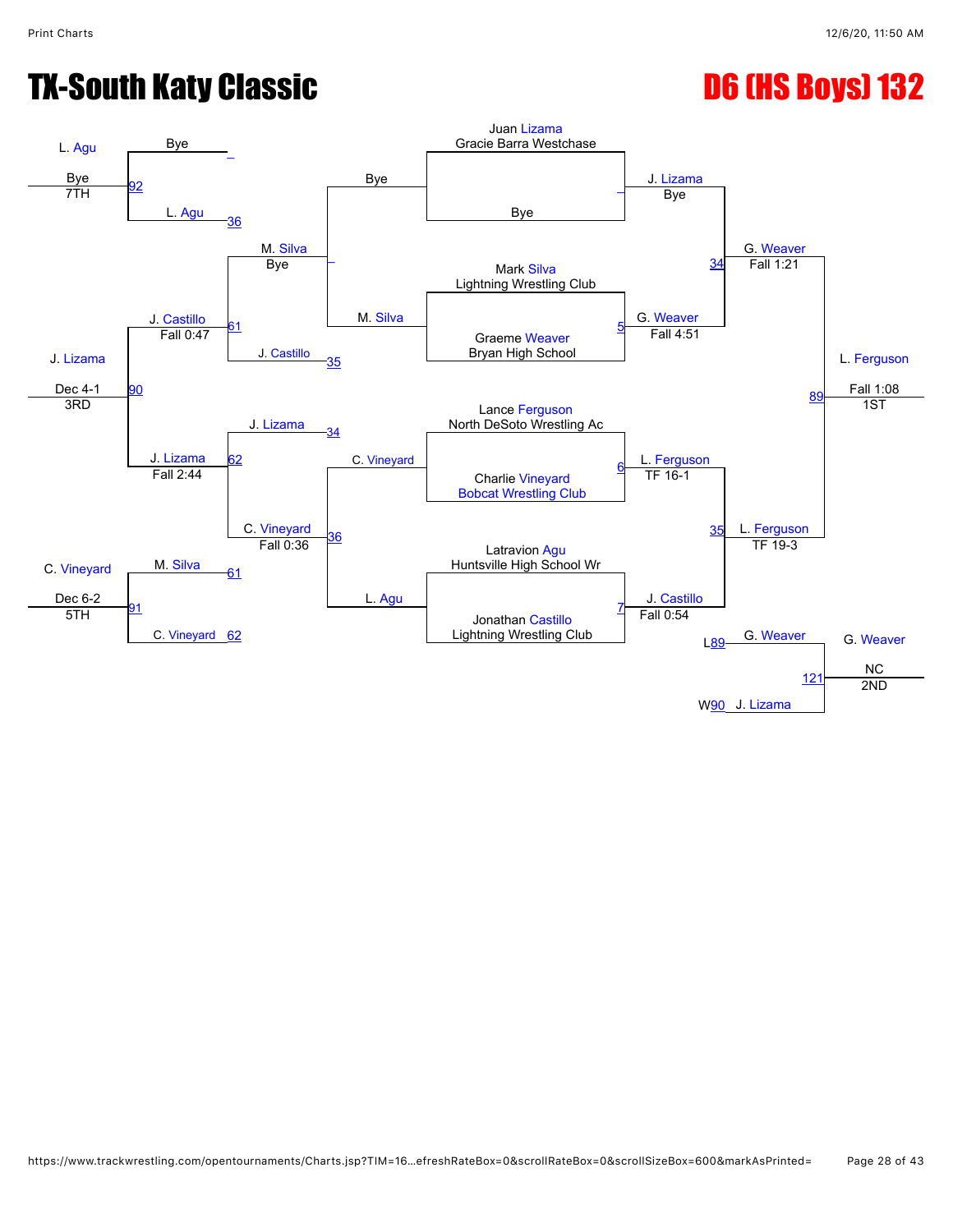# TX-South Katy Classic

# D6 (HS Boys) 132

Juan Lizama
Gracie Barra Westchase

Bye

Mark Silva
Lightning Wrestling Club

Graeme Weaver
Bryan High School

Lance Ferguson
North DeSoto Wrestling Ac

Charlie Vineyard
Bobcat Wrestling Club

Latravion Agu
Huntsville High School Wr

Jonathan Castillo
Lightning Wrestling Club

J. Lizama
Bye

G. Weaver
Fall 4:51

L. Ferguson
TF 16-1

J. Castillo
Fall 0:54

G. Weaver
Fall 1:21

L. Ferguson
TF 19-3

L. Ferguson
Fall 1:08
1ST

L89 G. Weaver

W90 J. Lizama

121

G. Weaver
NC
2ND

Bye

M. Silva

C. Vineyard

L. Agu

M. Silva
Bye

J. Castillo 35

J. Lizama 34

C. Vineyard
Fall 0:36

Bye

L. Agu 36

J. Castillo
Fall 0:47

J. Lizama
Fall 2:44

M. Silva 61

C. Vineyard 62

L. Agu
Bye
7TH

J. Lizama
Dec 4-1
3RD

C. Vineyard
Dec 6-2
5TH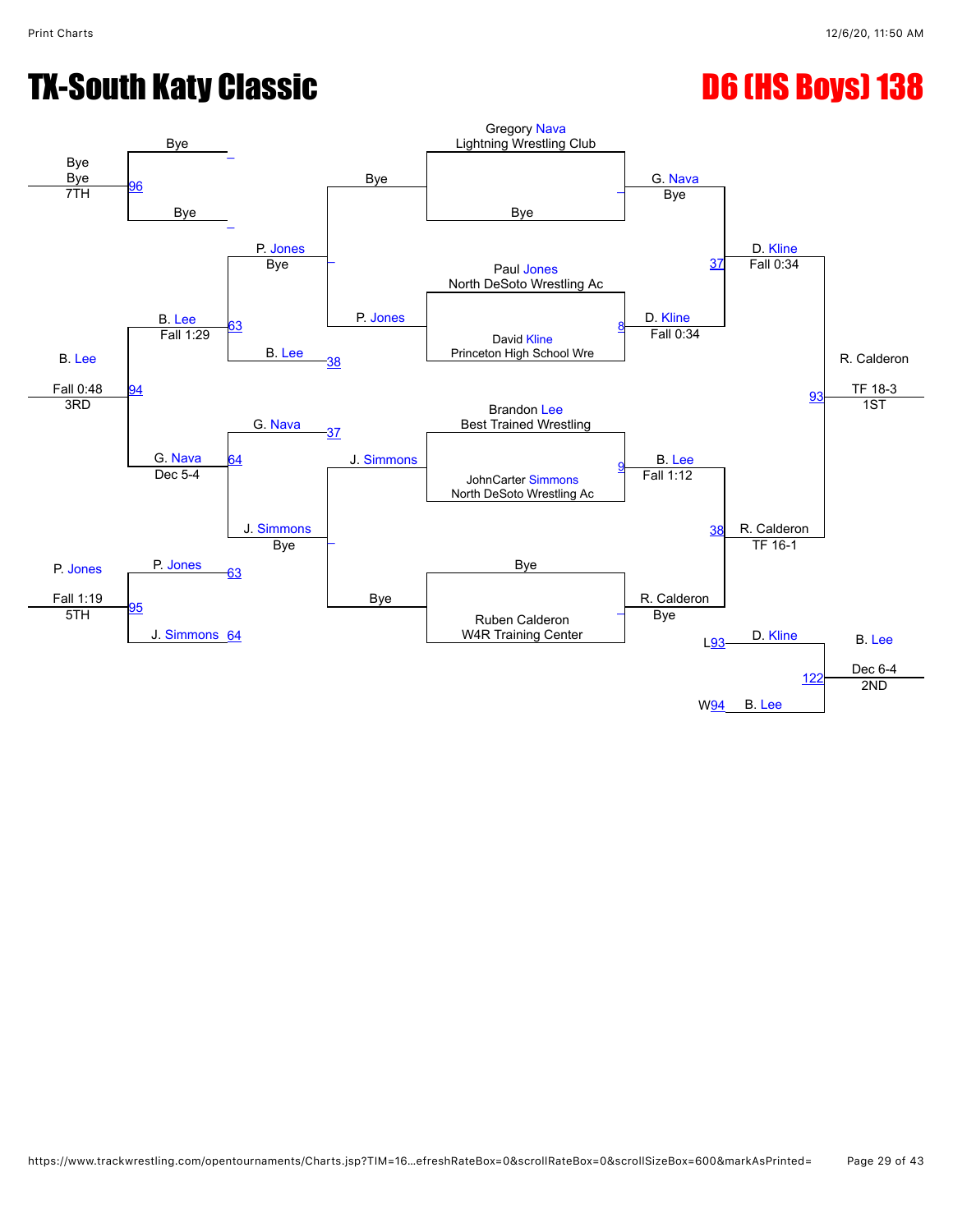# TX-South Katy Classic

# D6 (HS Boys) 138

Gregory Nava
Lightning Wrestling Club

Bye

G. Nava
Bye

Paul Jones
North DeSoto Wrestling Ac

David Kline
Princeton High School Wre

8

D. Kline
Fall 0:34

37

D. Kline
Fall 0:34

Brandon Lee
Best Trained Wrestling

JohnCarter Simmons
North DeSoto Wrestling Ac

9

B. Lee
Fall 1:12

38

R. Calderon
TF 16-1

93

R. Calderon
TF 18-3
1ST

Bye

Ruben Calderon
W4R Training Center

R. Calderon
Bye

Bye

P. Jones

J. Simmons

Bye

P. Jones
Bye

B. Lee

38

G. Nava

37

J. Simmons
Bye

Bye

Bye

96

Bye
Bye
7TH

B. Lee
Fall 1:29

63

G. Nava
Dec 5-4

64

94

B. Lee
Fall 0:48
3RD

P. Jones

63

J. Simmons

64

95

P. Jones
Fall 1:19
5TH

L93 D. Kline

W94 B. Lee

122

B. Lee
Dec 6-4
2ND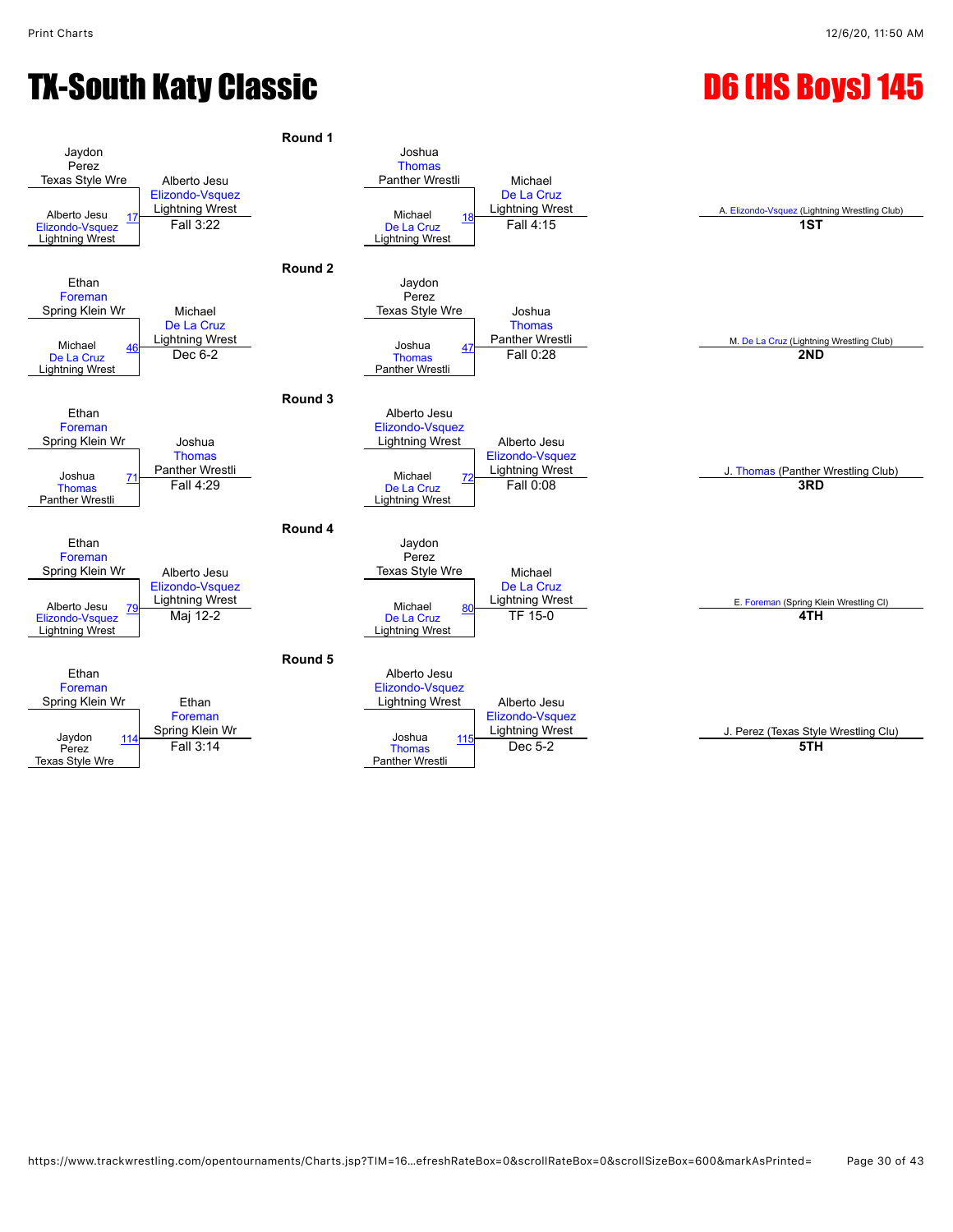# TX-South Katy Classic

# D6 (HS Boys) 145

## Round 1

Jaydon Perez, Texas Style Wre vs. Alberto Jesu Elizondo-Vsquez, Lightning Wrest — Bout 17
Winner: Alberto Jesu Elizondo-Vsquez, Lightning Wrest — Fall 3:22

Joshua Thomas, Panther Wrestli vs. Michael De La Cruz, Lightning Wrest — Bout 18
Winner: Michael De La Cruz, Lightning Wrest — Fall 4:15

## Round 2

Ethan Foreman, Spring Klein Wr vs. Michael De La Cruz, Lightning Wrest — Bout 46
Winner: Michael De La Cruz, Lightning Wrest — Dec 6-2

Jaydon Perez, Texas Style Wre vs. Joshua Thomas, Panther Wrestli — Bout 47
Winner: Joshua Thomas, Panther Wrestli — Fall 0:28

## Round 3

Ethan Foreman, Spring Klein Wr vs. Joshua Thomas, Panther Wrestli — Bout 71
Winner: Joshua Thomas, Panther Wrestli — Fall 4:29

Alberto Jesu Elizondo-Vsquez, Lightning Wrest vs. Michael De La Cruz, Lightning Wrest — Bout 72
Winner: Alberto Jesu Elizondo-Vsquez, Lightning Wrest — Fall 0:08

## Round 4

Ethan Foreman, Spring Klein Wr vs. Alberto Jesu Elizondo-Vsquez, Lightning Wrest — Bout 79
Winner: Alberto Jesu Elizondo-Vsquez, Lightning Wrest — Maj 12-2

Jaydon Perez, Texas Style Wre vs. Michael De La Cruz, Lightning Wrest — Bout 80
Winner: Michael De La Cruz, Lightning Wrest — TF 15-0

## Round 5

Ethan Foreman, Spring Klein Wr vs. Jaydon Perez, Texas Style Wre — Bout 114
Winner: Ethan Foreman, Spring Klein Wr — Fall 3:14

Alberto Jesu Elizondo-Vsquez, Lightning Wrest vs. Joshua Thomas, Panther Wrestli — Bout 115
Winner: Alberto Jesu Elizondo-Vsquez, Lightning Wrest — Dec 5-2

## Placings

A. Elizondo-Vsquez (Lightning Wrestling Club)
**1ST**

M. De La Cruz (Lightning Wrestling Club)
**2ND**

J. Thomas (Panther Wrestling Club)
**3RD**

E. Foreman (Spring Klein Wrestling Cl)
**4TH**

J. Perez (Texas Style Wrestling Clu)
**5TH**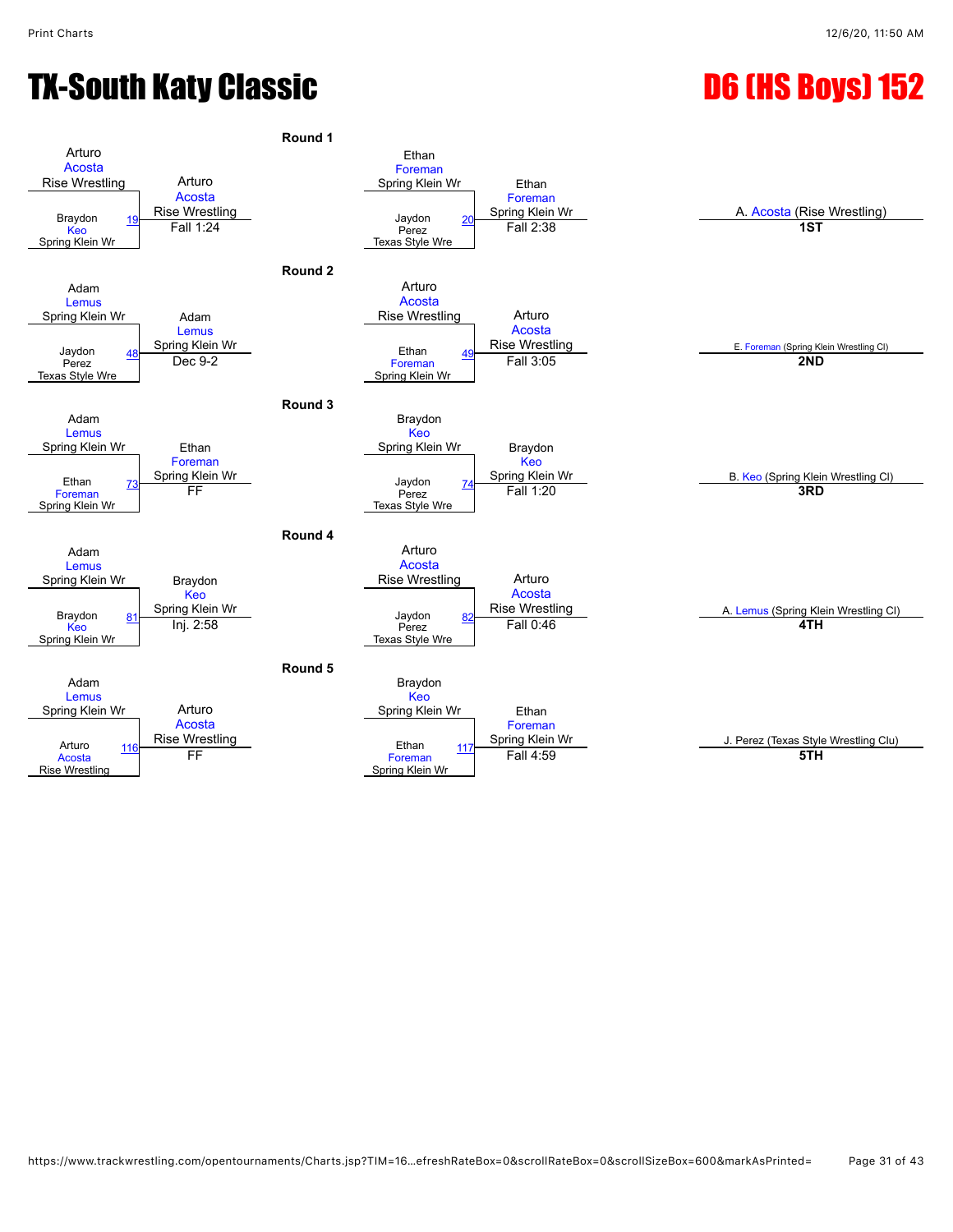# TX-South Katy Classic

## D6 (HS Boys) 152

### Round 1

| Wrestler 1 | Wrestler 2 | Bout | Winner | Result |
|---|---|---|---|---|
| Arturo Acosta (Rise Wrestling) | Braydon Keo (Spring Klein Wr) | 19 | Arturo Acosta (Rise Wrestling) | Fall 1:24 |
| Ethan Foreman (Spring Klein Wr) | Jaydon Perez (Texas Style Wre) | 20 | Ethan Foreman (Spring Klein Wr) | Fall 2:38 |

### Round 2

| Wrestler 1 | Wrestler 2 | Bout | Winner | Result |
|---|---|---|---|---|
| Adam Lemus (Spring Klein Wr) | Jaydon Perez (Texas Style Wre) | 48 | Adam Lemus (Spring Klein Wr) | Dec 9-2 |
| Arturo Acosta (Rise Wrestling) | Ethan Foreman (Spring Klein Wr) | 49 | Arturo Acosta (Rise Wrestling) | Fall 3:05 |

### Round 3

| Wrestler 1 | Wrestler 2 | Bout | Winner | Result |
|---|---|---|---|---|
| Adam Lemus (Spring Klein Wr) | Ethan Foreman (Spring Klein Wr) | 73 | Ethan Foreman (Spring Klein Wr) | FF |
| Braydon Keo (Spring Klein Wr) | Jaydon Perez (Texas Style Wre) | 74 | Braydon Keo (Spring Klein Wr) | Fall 1:20 |

### Round 4

| Wrestler 1 | Wrestler 2 | Bout | Winner | Result |
|---|---|---|---|---|
| Adam Lemus (Spring Klein Wr) | Braydon Keo (Spring Klein Wr) | 81 | Braydon Keo (Spring Klein Wr) | Inj. 2:58 |
| Arturo Acosta (Rise Wrestling) | Jaydon Perez (Texas Style Wre) | 82 | Arturo Acosta (Rise Wrestling) | Fall 0:46 |

### Round 5

| Wrestler 1 | Wrestler 2 | Bout | Winner | Result |
|---|---|---|---|---|
| Adam Lemus (Spring Klein Wr) | Arturo Acosta (Rise Wrestling) | 116 | Arturo Acosta (Rise Wrestling) | FF |
| Braydon Keo (Spring Klein Wr) | Ethan Foreman (Spring Klein Wr) | 117 | Ethan Foreman (Spring Klein Wr) | Fall 4:59 |

### Placings

| Place | Wrestler |
|---|---|
| 1ST | A. Acosta (Rise Wrestling) |
| 2ND | E. Foreman (Spring Klein Wrestling Cl) |
| 3RD | B. Keo (Spring Klein Wrestling Cl) |
| 4TH | A. Lemus (Spring Klein Wrestling Cl) |
| 5TH | J. Perez (Texas Style Wrestling Clu) |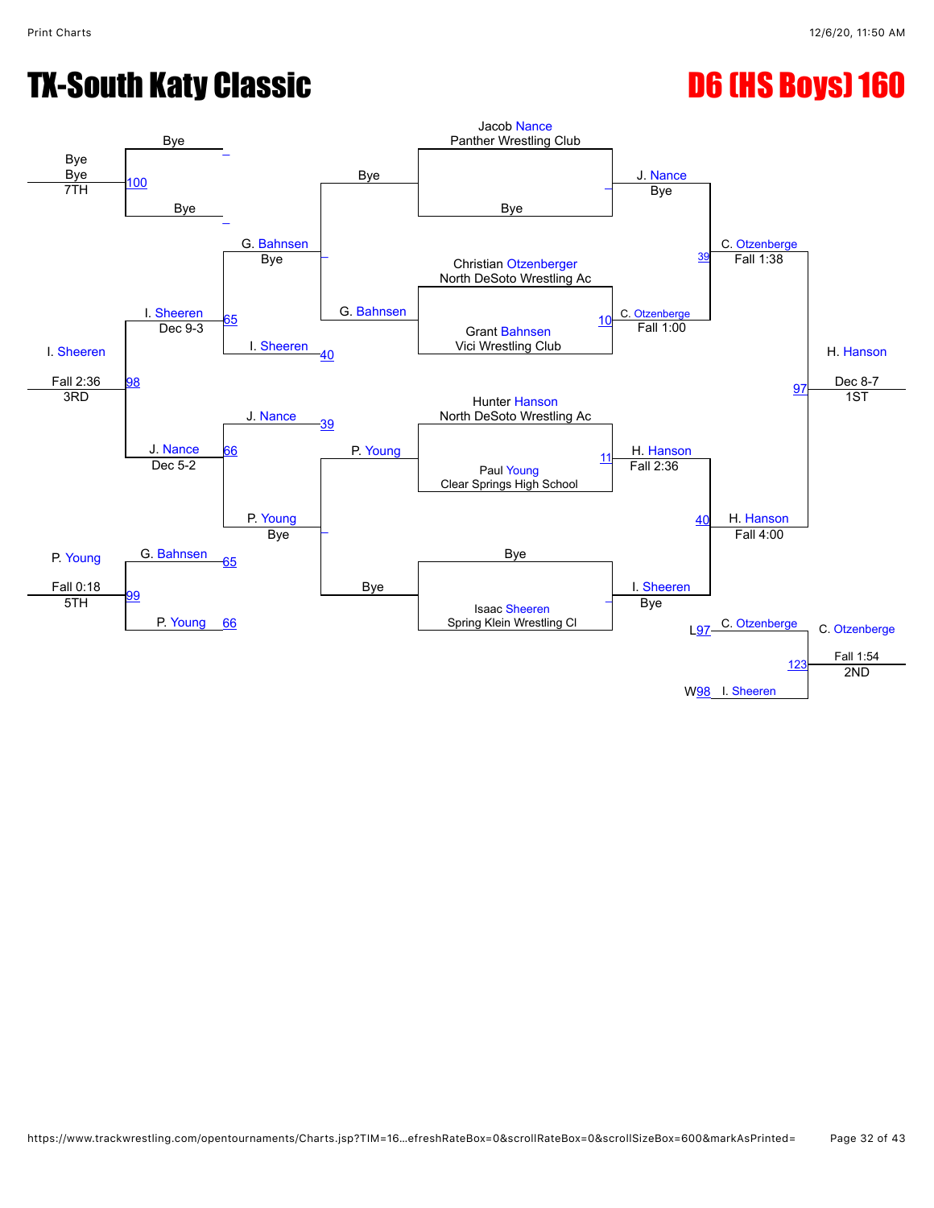# TX-South Katy Classic

## D6 (HS Boys) 160

Jacob Nance
Panther Wrestling Club

Bye

J. Nance
Bye

Christian Otzenberger
North DeSoto Wrestling Ac

Grant Bahnsen
Vici Wrestling Club

10

C. Otzenberge
Fall 1:00

39

C. Otzenberge
Fall 1:38

Hunter Hanson
North DeSoto Wrestling Ac

Paul Young
Clear Springs High School

11

H. Hanson
Fall 2:36

Bye

Isaac Sheeren
Spring Klein Wrestling Cl

I. Sheeren
Bye

40

H. Hanson
Fall 4:00

97

H. Hanson
Dec 8-7
1ST

Bye
Bye
7TH

100

Bye

Bye

G. Bahnsen
Bye

Bye

G. Bahnsen

I. Sheeren
Dec 9-3

65

I. Sheeren

40

I. Sheeren
Fall 2:36
3RD

98

J. Nance

39

J. Nance
Dec 5-2

66

P. Young

P. Young
Bye

Bye

P. Young
Fall 0:18
5TH

99

G. Bahnsen

65

P. Young

66

L97 C. Otzenberge

W98 I. Sheeren

123

C. Otzenberge
Fall 1:54
2ND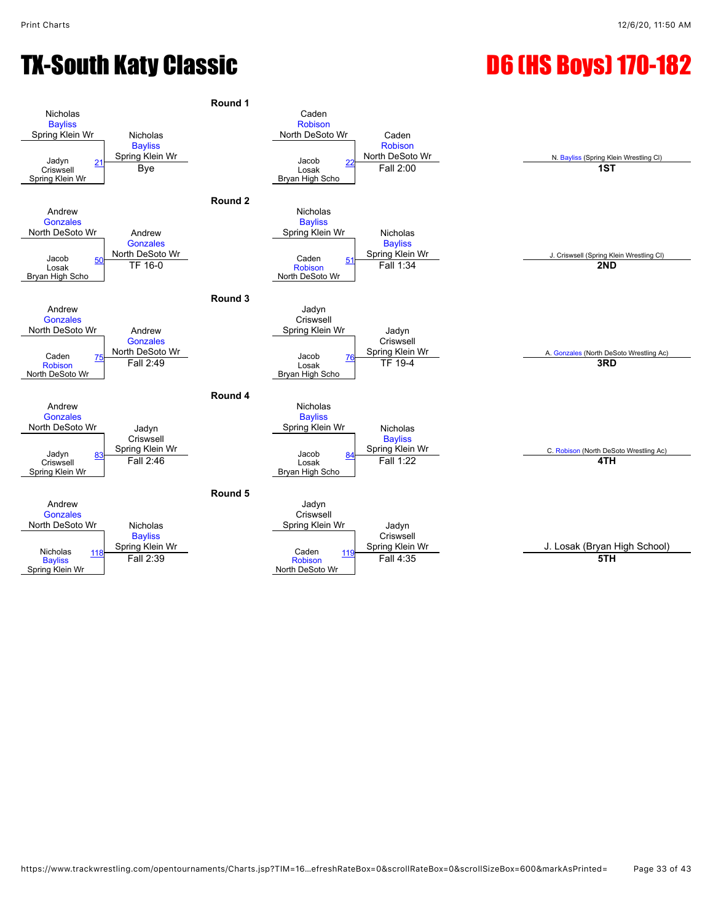# TX-South Katy Classic

# D6 (HS Boys) 170-182

## Round 1

| Match | Wrestler 1 | Wrestler 2 | Winner | Result |
|---|---|---|---|---|
| 21 | Nicholas Bayliss, Spring Klein Wr | Jadyn Criswell, Spring Klein Wr | Nicholas Bayliss, Spring Klein Wr | Bye |
| 22 | Caden Robison, North DeSoto Wr | Jacob Losak, Bryan High Scho | Caden Robison, North DeSoto Wr | Fall 2:00 |

## Round 2

| Match | Wrestler 1 | Wrestler 2 | Winner | Result |
|---|---|---|---|---|
| 50 | Andrew Gonzales, North DeSoto Wr | Jacob Losak, Bryan High Scho | Andrew Gonzales, North DeSoto Wr | TF 16-0 |
| 51 | Nicholas Bayliss, Spring Klein Wr | Caden Robison, North DeSoto Wr | Nicholas Bayliss, Spring Klein Wr | Fall 1:34 |

## Round 3

| Match | Wrestler 1 | Wrestler 2 | Winner | Result |
|---|---|---|---|---|
| 75 | Andrew Gonzales, North DeSoto Wr | Caden Robison, North DeSoto Wr | Andrew Gonzales, North DeSoto Wr | Fall 2:49 |
| 76 | Jadyn Criswell, Spring Klein Wr | Jacob Losak, Bryan High Scho | Jadyn Criswell, Spring Klein Wr | TF 19-4 |

## Round 4

| Match | Wrestler 1 | Wrestler 2 | Winner | Result |
|---|---|---|---|---|
| 83 | Andrew Gonzales, North DeSoto Wr | Jadyn Criswell, Spring Klein Wr | Jadyn Criswell, Spring Klein Wr | Fall 2:46 |
| 84 | Nicholas Bayliss, Spring Klein Wr | Jacob Losak, Bryan High Scho | Nicholas Bayliss, Spring Klein Wr | Fall 1:22 |

## Round 5

| Match | Wrestler 1 | Wrestler 2 | Winner | Result |
|---|---|---|---|---|
| 118 | Andrew Gonzales, North DeSoto Wr | Nicholas Bayliss, Spring Klein Wr | Nicholas Bayliss, Spring Klein Wr | Fall 2:39 |
| 119 | Jadyn Criswell, Spring Klein Wr | Caden Robison, North DeSoto Wr | Jadyn Criswell, Spring Klein Wr | Fall 4:35 |

## Placements

| Place | Wrestler |
|---|---|
| 1ST | N. Bayliss (Spring Klein Wrestling Cl) |
| 2ND | J. Criswell (Spring Klein Wrestling Cl) |
| 3RD | A. Gonzales (North DeSoto Wrestling Ac) |
| 4TH | C. Robison (North DeSoto Wrestling Ac) |
| 5TH | J. Losak (Bryan High School) |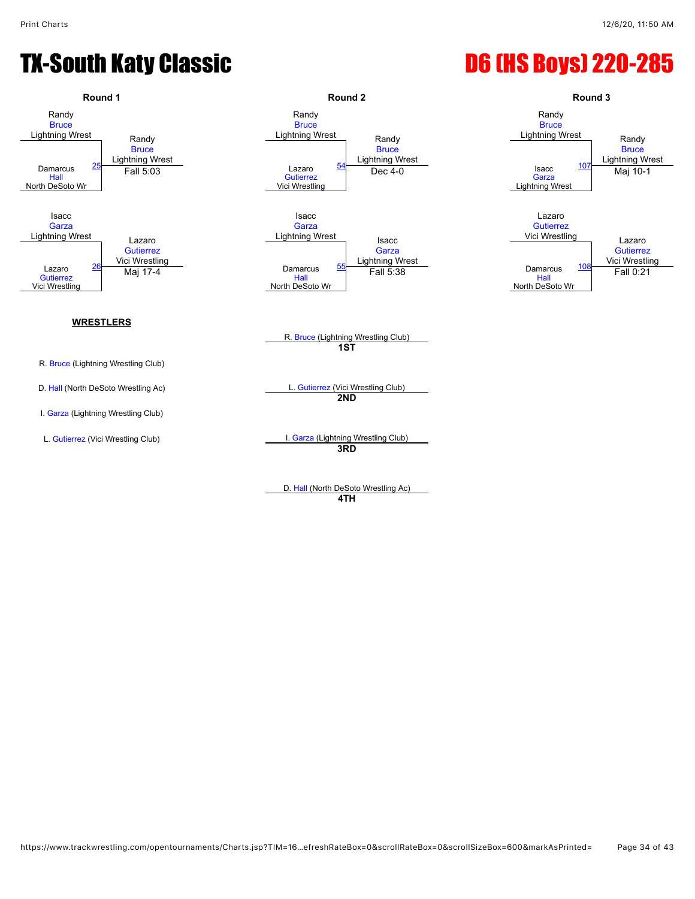# TX-South Katy Classic

# D6 (HS Boys) 220-285

### Round 1

Randy Bruce (Lightning Wrest) vs. Damarcus Hall (North DeSoto Wr) — Match 25
Winner: Randy Bruce (Lightning Wrest) — Fall 5:03

Isacc Garza (Lightning Wrest) vs. Lazaro Gutierrez (Vici Wrestling) — Match 26
Winner: Lazaro Gutierrez (Vici Wrestling) — Maj 17-4

### Round 2

Randy Bruce (Lightning Wrest) vs. Lazaro Gutierrez (Vici Wrestling) — Match 54
Winner: Randy Bruce (Lightning Wrest) — Dec 4-0

Isacc Garza (Lightning Wrest) vs. Damarcus Hall (North DeSoto Wr) — Match 55
Winner: Isacc Garza (Lightning Wrest) — Fall 5:38

### Round 3

Randy Bruce (Lightning Wrest) vs. Isacc Garza (Lightning Wrest) — Match 107
Winner: Randy Bruce (Lightning Wrest) — Maj 10-1

Lazaro Gutierrez (Vici Wrestling) vs. Damarcus Hall (North DeSoto Wr) — Match 108
Winner: Lazaro Gutierrez (Vici Wrestling) — Fall 0:21

### WRESTLERS

R. Bruce (Lightning Wrestling Club)

D. Hall (North DeSoto Wrestling Ac)

I. Garza (Lightning Wrestling Club)

L. Gutierrez (Vici Wrestling Club)

### Placements

**1ST**: R. Bruce (Lightning Wrestling Club)

**2ND**: L. Gutierrez (Vici Wrestling Club)

**3RD**: I. Garza (Lightning Wrestling Club)

**4TH**: D. Hall (North DeSoto Wrestling Ac)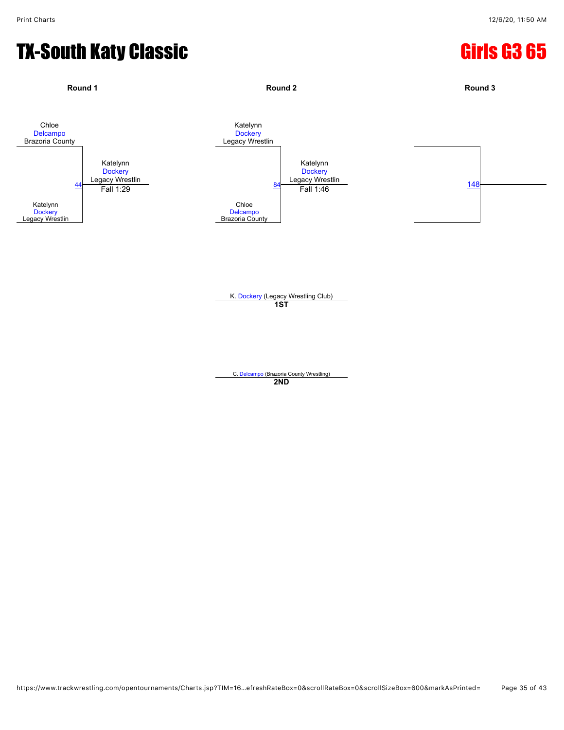# TX-South Katy Classic

# Girls G3 65

**Round 1**

**Round 2**

**Round 3**

Chloe
Delcampo
Brazoria County

44

Katelynn
Dockery
Legacy Wrestlin
Fall 1:29

Katelynn
Dockery
Legacy Wrestlin

Katelynn
Dockery
Legacy Wrestlin

84

Katelynn
Dockery
Legacy Wrestlin
Fall 1:46

Chloe
Delcampo
Brazoria County

148

K. Dockery (Legacy Wrestling Club)
**1ST**

C. Delcampo (Brazoria County Wrestling)
**2ND**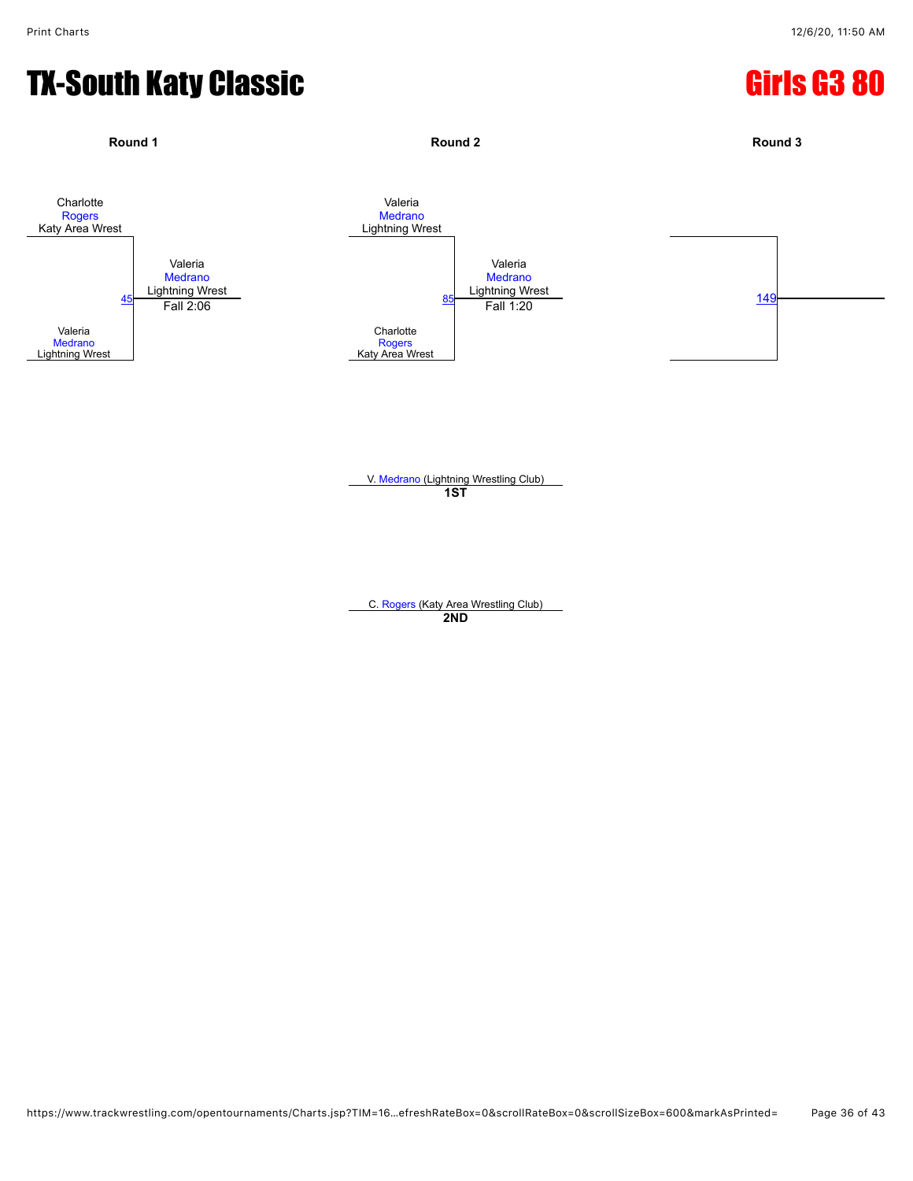# TX-South Katy Classic

# Girls G3 80

**Round 1**

Charlotte
Rogers
Katy Area Wrest

45

Valeria
Medrano
Lightning Wrest

Valeria
Medrano
Lightning Wrest
Fall 2:06

**Round 2**

Valeria
Medrano
Lightning Wrest

85

Charlotte
Rogers
Katy Area Wrest

Valeria
Medrano
Lightning Wrest
Fall 1:20

**Round 3**

149

V. Medrano (Lightning Wrestling Club)
**1ST**

C. Rogers (Katy Area Wrestling Club)
**2ND**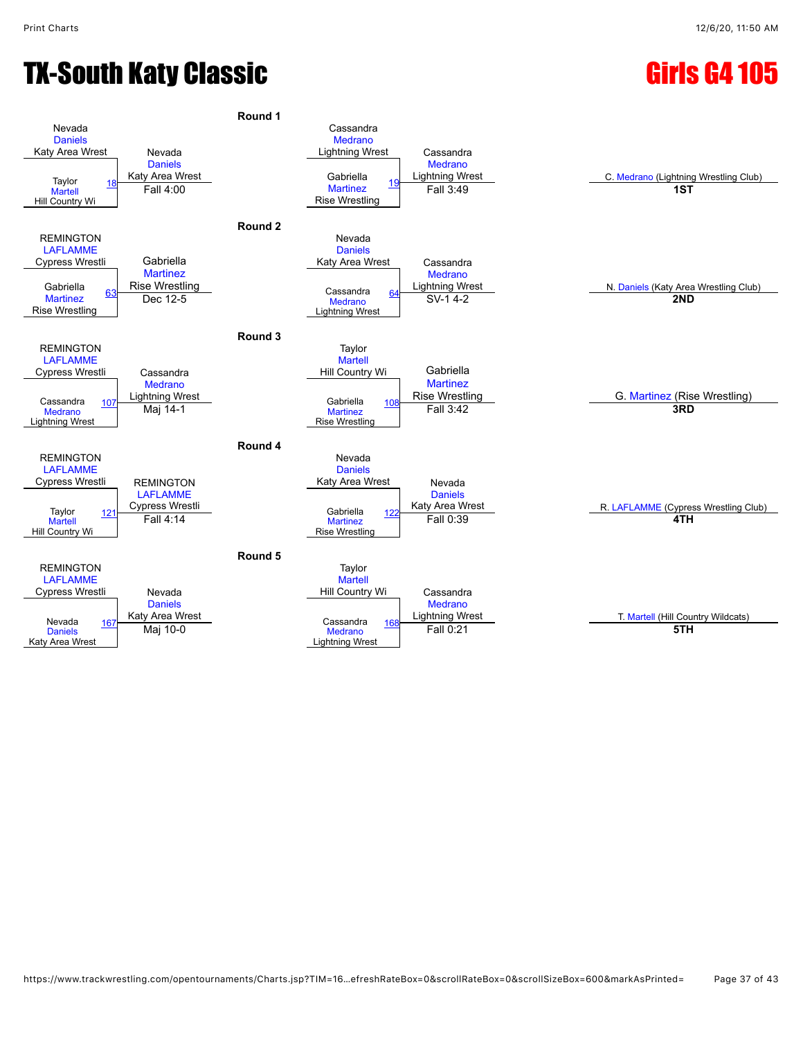# TX-South Katy Classic

## Girls G4 105

### Round 1

Nevada Daniels (Katy Area Wrest) vs. Taylor Martell (Hill Country Wi) — Match 18
Winner: Nevada Daniels, Katy Area Wrest — Fall 4:00

Cassandra Medrano (Lightning Wrest) vs. Gabriella Martinez (Rise Wrestling) — Match 19
Winner: Cassandra Medrano, Lightning Wrest — Fall 3:49

### Round 2

REMINGTON LAFLAMME (Cypress Wrestli) vs. Gabriella Martinez (Rise Wrestling) — Match 63
Winner: Gabriella Martinez, Rise Wrestling — Dec 12-5

Nevada Daniels (Katy Area Wrest) vs. Cassandra Medrano (Lightning Wrest) — Match 64
Winner: Cassandra Medrano, Lightning Wrest — SV-1 4-2

### Round 3

REMINGTON LAFLAMME (Cypress Wrestli) vs. Cassandra Medrano (Lightning Wrest) — Match 107
Winner: Cassandra Medrano, Lightning Wrest — Maj 14-1

Taylor Martell (Hill Country Wi) vs. Gabriella Martinez (Rise Wrestling) — Match 108
Winner: Gabriella Martinez, Rise Wrestling — Fall 3:42

### Round 4

REMINGTON LAFLAMME (Cypress Wrestli) vs. Taylor Martell (Hill Country Wi) — Match 121
Winner: REMINGTON LAFLAMME, Cypress Wrestli — Fall 4:14

Nevada Daniels (Katy Area Wrest) vs. Gabriella Martinez (Rise Wrestling) — Match 122
Winner: Nevada Daniels, Katy Area Wrest — Fall 0:39

### Round 5

REMINGTON LAFLAMME (Cypress Wrestli) vs. Nevada Daniels (Katy Area Wrest) — Match 167
Winner: Nevada Daniels, Katy Area Wrest — Maj 10-0

Taylor Martell (Hill Country Wi) vs. Cassandra Medrano (Lightning Wrest) — Match 168
Winner: Cassandra Medrano, Lightning Wrest — Fall 0:21

### Placements

C. Medrano (Lightning Wrestling Club)
**1ST**

N. Daniels (Katy Area Wrestling Club)
**2ND**

G. Martinez (Rise Wrestling)
**3RD**

R. LAFLAMME (Cypress Wrestling Club)
**4TH**

T. Martell (Hill Country Wildcats)
**5TH**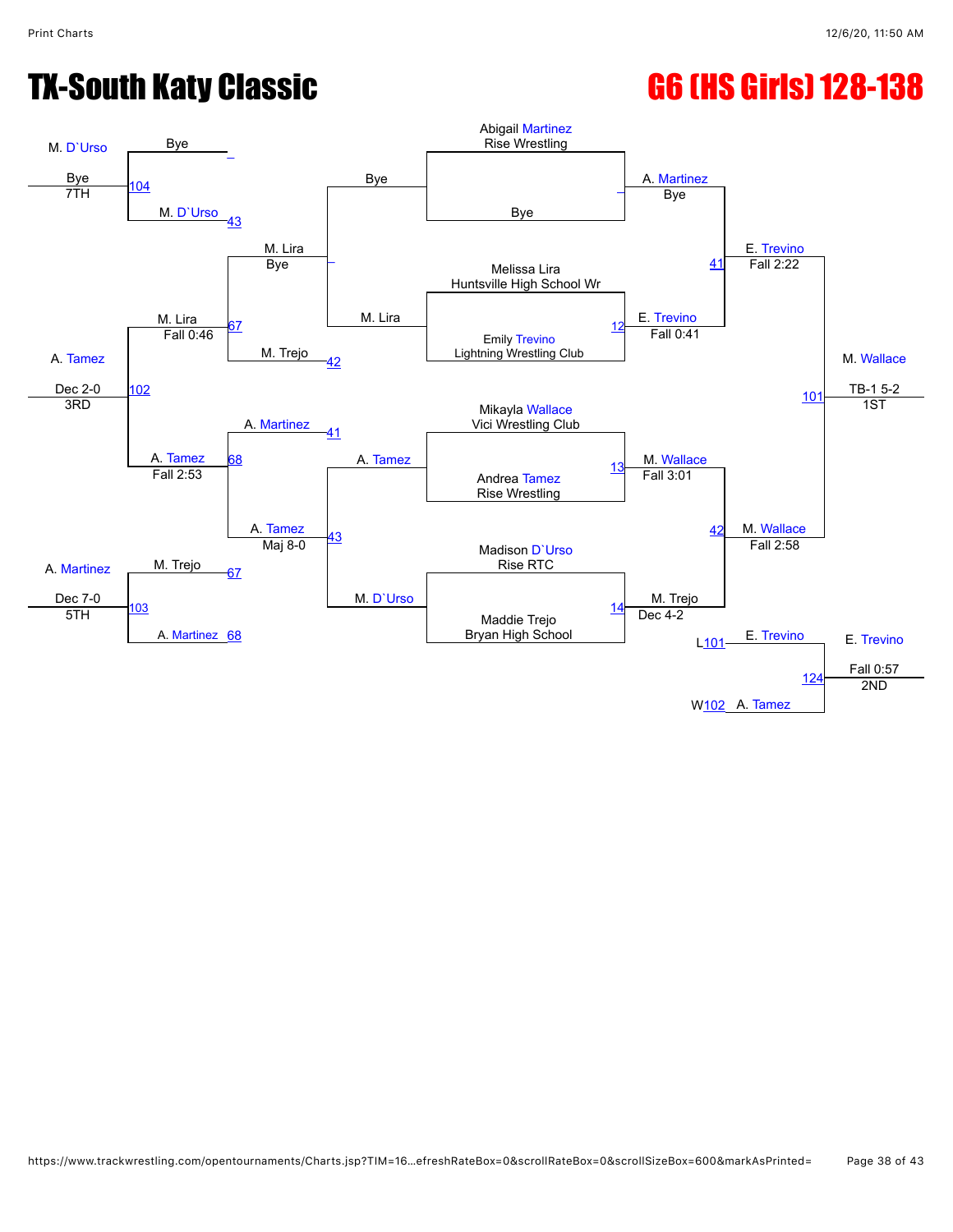# TX-South Katy Classic

## G6 (HS Girls) 128-138

Abigail Martinez
Rise Wrestling

Bye

Melissa Lira
Huntsville High School Wr

Emily Trevino
Lightning Wrestling Club

Mikayla Wallace
Vici Wrestling Club

Andrea Tamez
Rise Wrestling

Madison D`Urso
Rise RTC

Maddie Trejo
Bryan High School

A. Martinez
Bye
12
E. Trevino
Fall 0:41
13
M. Wallace
Fall 3:01
14
M. Trejo
Dec 4-2

41
E. Trevino
Fall 2:22
42
M. Wallace
Fall 2:58

101
M. Wallace
TB-1 5-2
1ST

L101 E. Trevino
W102 A. Tamez
124
E. Trevino
Fall 0:57
2ND

Bye
M. Lira
A. Tamez
M. D`Urso

M. Lira
Bye
M. Trejo
42
A. Martinez
41
A. Tamez
Maj 8-0
43

Bye
M. D`Urso
43
67
M. Lira
Fall 0:46
A. Tamez
Fall 2:53
68
M. Trejo
67
A. Martinez
68

M. D`Urso
Bye
7TH
104

A. Tamez
Dec 2-0
3RD
102

A. Martinez
Dec 7-0
5TH
103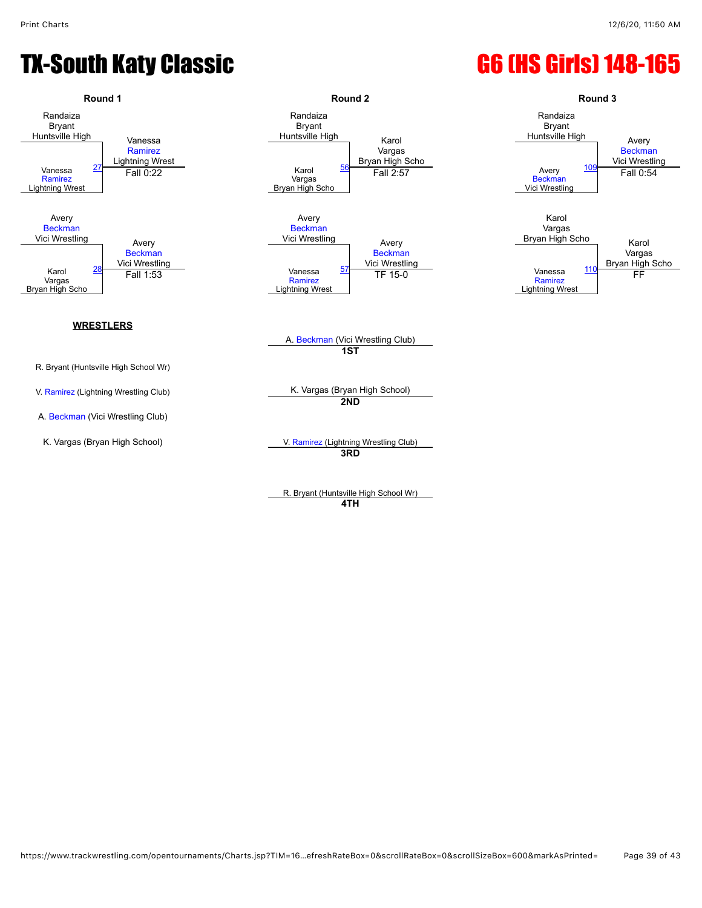# TX-South Katy Classic

# G6 (HS Girls) 148-165

### Round 1

Randaiza Bryant Huntsville High
vs
Vanessa Ramirez Lightning Wrest
Match 27 — Winner: Vanessa Ramirez Lightning Wrest — Fall 0:22

Avery Beckman Vici Wrestling
vs
Karol Vargas Bryan High Scho
Match 28 — Winner: Avery Beckman Vici Wrestling — Fall 1:53

### Round 2

Randaiza Bryant Huntsville High
vs
Karol Vargas Bryan High Scho
Match 56 — Winner: Karol Vargas Bryan High Scho — Fall 2:57

Avery Beckman Vici Wrestling
vs
Vanessa Ramirez Lightning Wrest
Match 57 — Winner: Avery Beckman Vici Wrestling — TF 15-0

### Round 3

Randaiza Bryant Huntsville High
vs
Avery Beckman Vici Wrestling
Match 109 — Winner: Avery Beckman Vici Wrestling — Fall 0:54

Karol Vargas Bryan High Scho
vs
Vanessa Ramirez Lightning Wrest
Match 110 — Winner: Karol Vargas Bryan High Scho — FF

**WRESTLERS**

R. Bryant (Huntsville High School Wr)

V. Ramirez (Lightning Wrestling Club)

A. Beckman (Vici Wrestling Club)

K. Vargas (Bryan High School)

A. Beckman (Vici Wrestling Club)
**1ST**

K. Vargas (Bryan High School)
**2ND**

V. Ramirez (Lightning Wrestling Club)
**3RD**

R. Bryant (Huntsville High School Wr)
**4TH**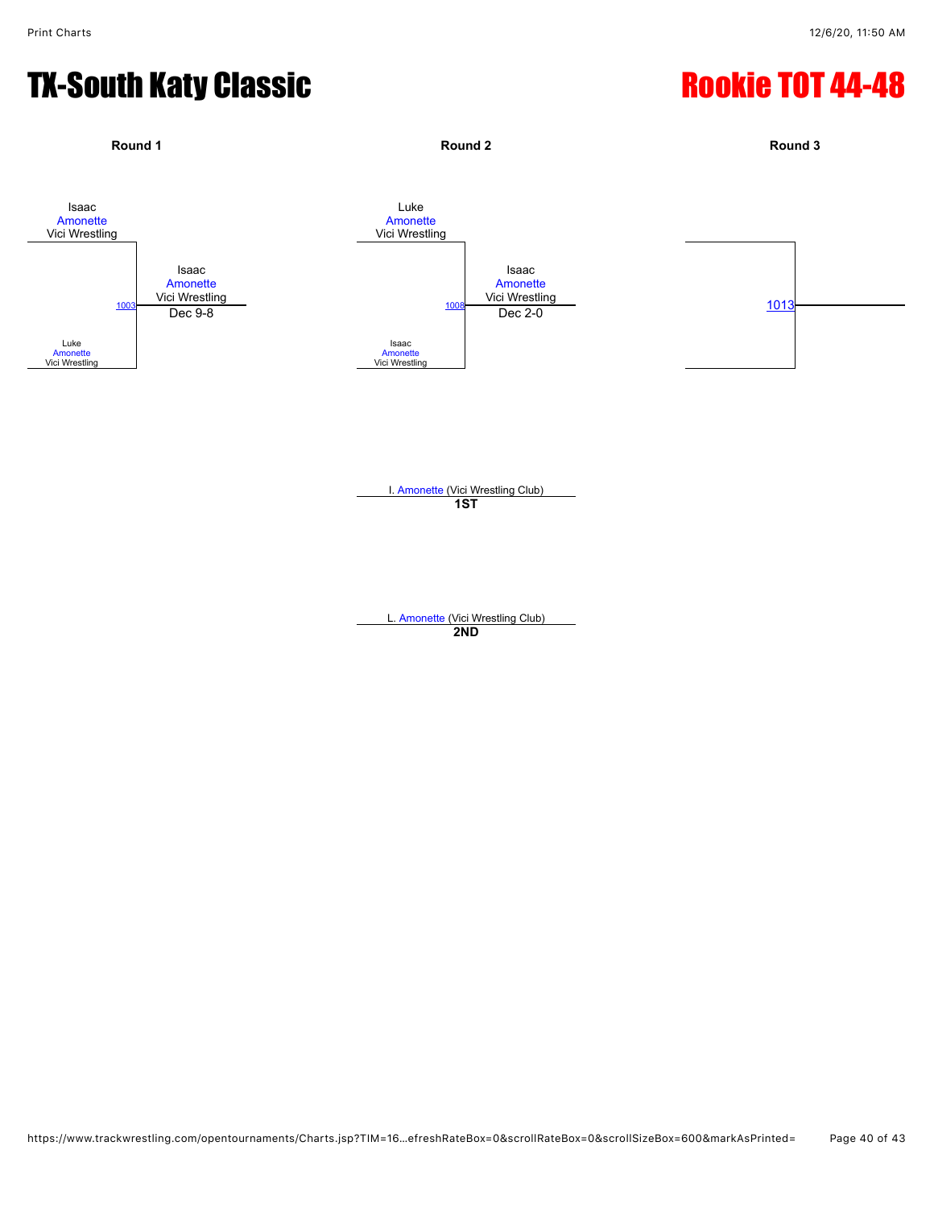# TX-South Katy Classic

# Rookie TOT 44-48

**Round 1**

Isaac
Amonette
Vici Wrestling

1003

Luke
Amonette
Vici Wrestling

Isaac
Amonette
Vici Wrestling
Dec 9-8

**Round 2**

Luke
Amonette
Vici Wrestling

1008

Isaac
Amonette
Vici Wrestling

Isaac
Amonette
Vici Wrestling
Dec 2-0

**Round 3**

1013

I. Amonette (Vici Wrestling Club)
**1ST**

L. Amonette (Vici Wrestling Club)
**2ND**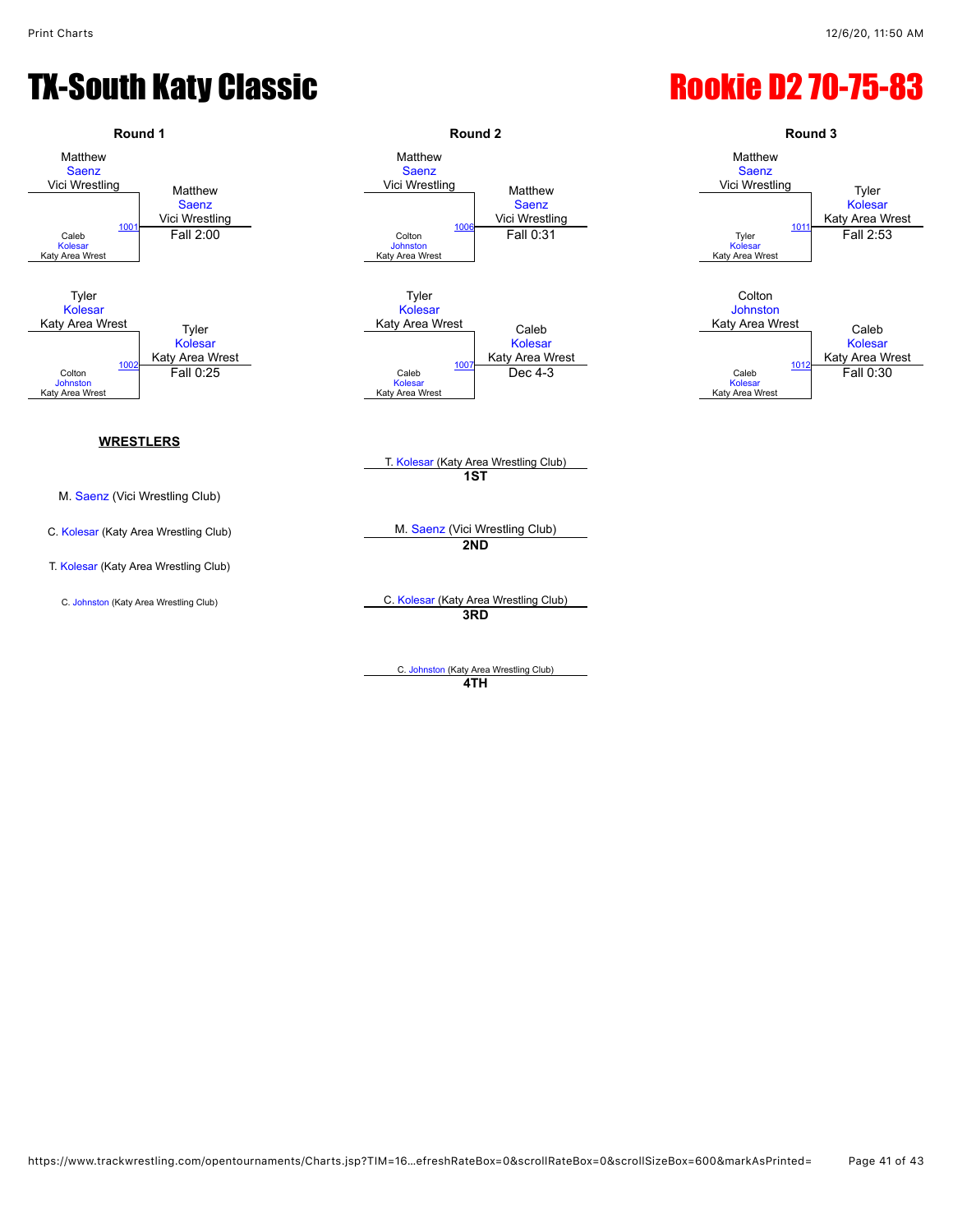# TX-South Katy Classic

# Rookie D2 70-75-83

### Round 1

Matthew Saenz, Vici Wrestling
Caleb Kolesar, Katy Area Wrest
1001
Matthew Saenz, Vici Wrestling — Fall 2:00

Tyler Kolesar, Katy Area Wrest
Colton Johnston, Katy Area Wrest
1002
Tyler Kolesar, Katy Area Wrest — Fall 0:25

### Round 2

Matthew Saenz, Vici Wrestling
Colton Johnston, Katy Area Wrest
1006
Matthew Saenz, Vici Wrestling — Fall 0:31

Tyler Kolesar, Katy Area Wrest
Caleb Kolesar, Katy Area Wrest
1007
Caleb Kolesar, Katy Area Wrest — Dec 4-3

### Round 3

Matthew Saenz, Vici Wrestling
Tyler Kolesar, Katy Area Wrest
1011
Tyler Kolesar, Katy Area Wrest — Fall 2:53

Colton Johnston, Katy Area Wrest
Caleb Kolesar, Katy Area Wrest
1012
Caleb Kolesar, Katy Area Wrest — Fall 0:30

**WRESTLERS**

M. Saenz (Vici Wrestling Club)

C. Kolesar (Katy Area Wrestling Club)

T. Kolesar (Katy Area Wrestling Club)

C. Johnston (Katy Area Wrestling Club)

T. Kolesar (Katy Area Wrestling Club)
**1ST**

M. Saenz (Vici Wrestling Club)
**2ND**

C. Kolesar (Katy Area Wrestling Club)
**3RD**

C. Johnston (Katy Area Wrestling Club)
**4TH**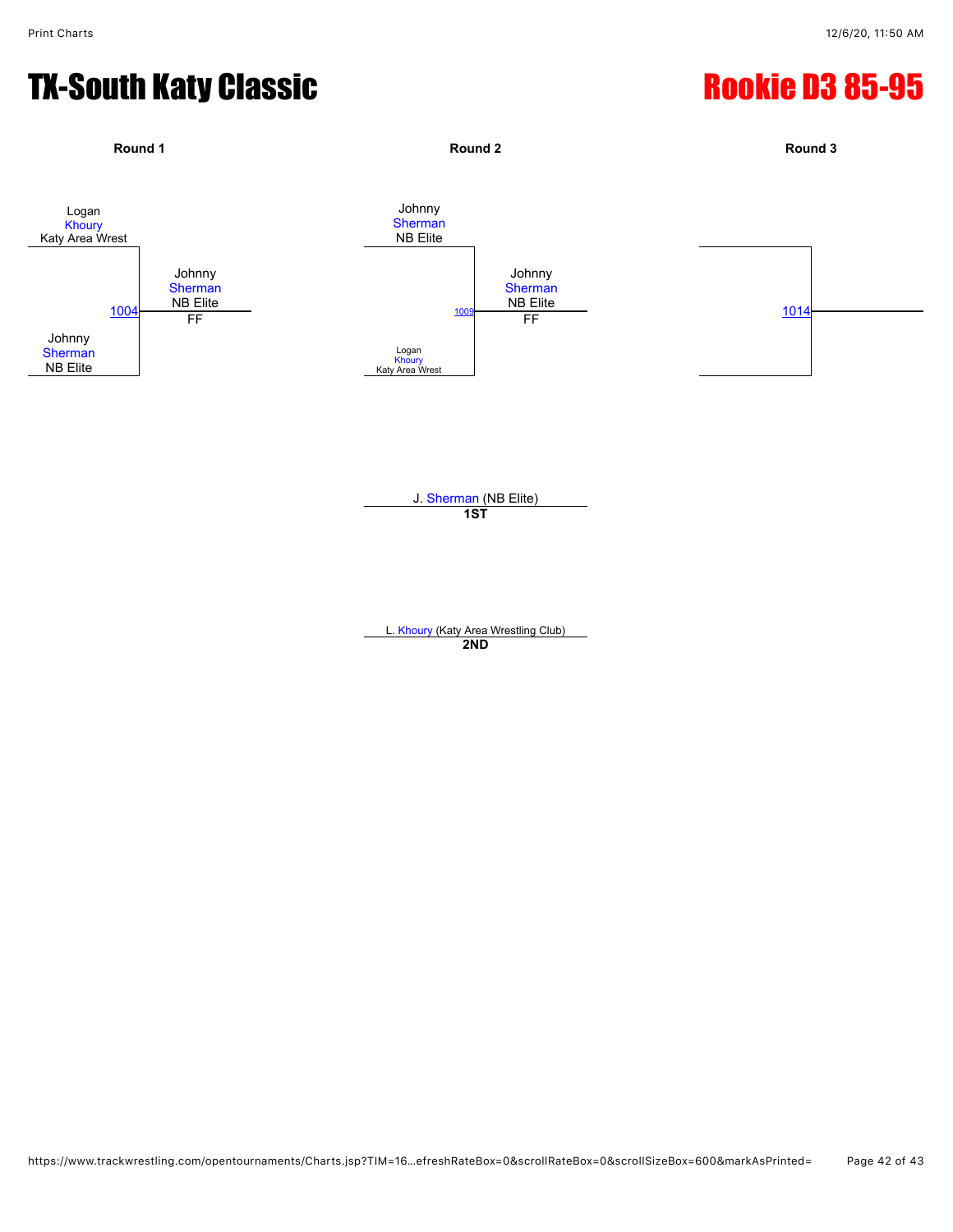# TX-South Katy Classic

# Rookie D3 85-95

**Round 1**

Logan
Khoury
Katy Area Wrest

1004

Johnny
Sherman
NB Elite

Johnny
Sherman
NB Elite
FF

**Round 2**

Johnny
Sherman
NB Elite

1009

Logan
Khoury
Katy Area Wrest

Johnny
Sherman
NB Elite
FF

**Round 3**

1014

J. Sherman (NB Elite)
**1ST**

L. Khoury (Katy Area Wrestling Club)
**2ND**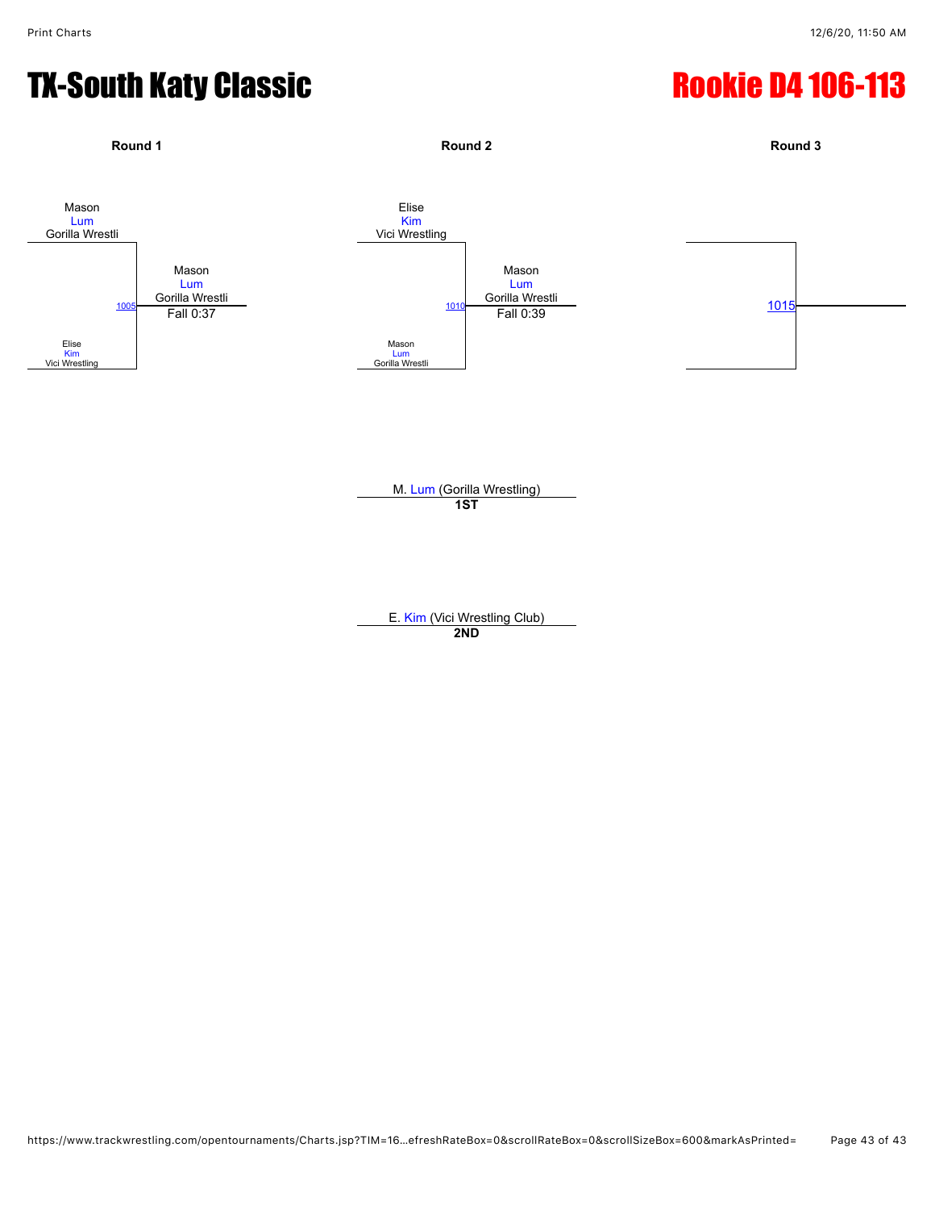# TX-South Katy Classic

## Rookie D4 106-113

**Round 1**

Mason
Lum
Gorilla Wrestli

1005

Elise
Kim
Vici Wrestling

Mason
Lum
Gorilla Wrestli
Fall 0:37

**Round 2**

Elise
Kim
Vici Wrestling

1010

Mason
Lum
Gorilla Wrestli

Mason
Lum
Gorilla Wrestli
Fall 0:39

**Round 3**

1015

M. Lum (Gorilla Wrestling)
**1ST**

E. Kim (Vici Wrestling Club)
**2ND**